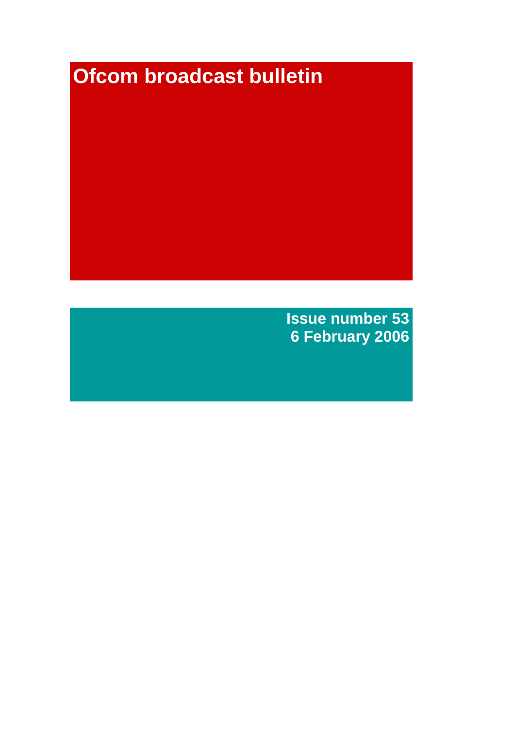# Ofcom broadcast bulletin

**Issue number 53**
**6 February 2006**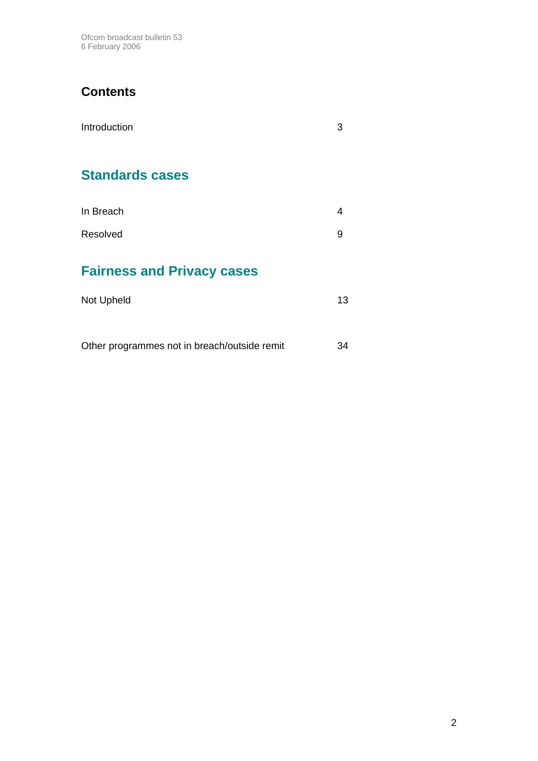# Contents

| | |
|---|---|
| Introduction | 3 |

## Standards cases

| | |
|---|---|
| In Breach | 4 |
| Resolved | 9 |

## Fairness and Privacy cases

| | |
|---|---|
| Not Upheld | 13 |
| Other programmes not in breach/outside remit | 34 |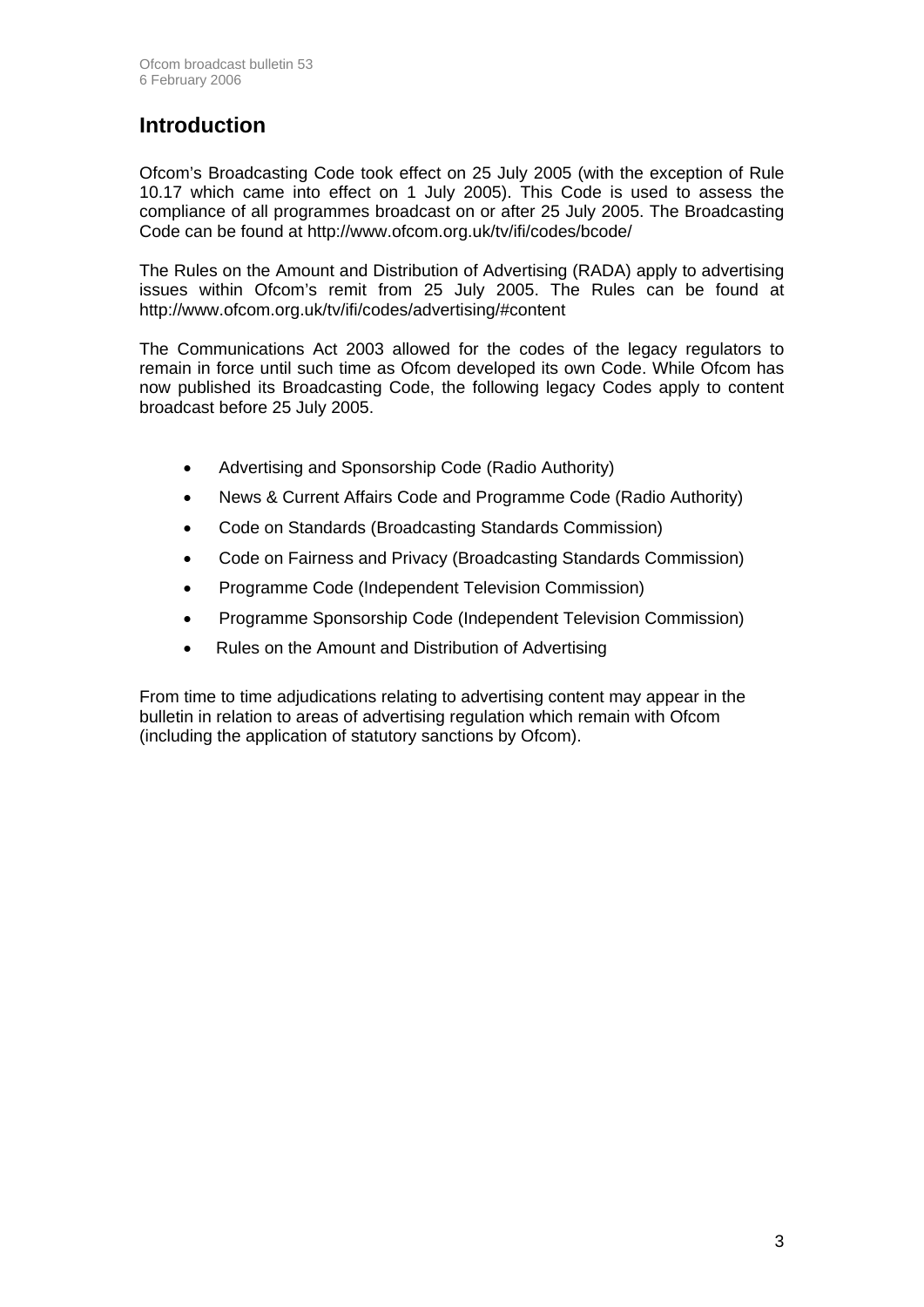# Introduction

Ofcom's Broadcasting Code took effect on 25 July 2005 (with the exception of Rule 10.17 which came into effect on 1 July 2005). This Code is used to assess the compliance of all programmes broadcast on or after 25 July 2005. The Broadcasting Code can be found at http://www.ofcom.org.uk/tv/ifi/codes/bcode/

The Rules on the Amount and Distribution of Advertising (RADA) apply to advertising issues within Ofcom's remit from 25 July 2005. The Rules can be found at http://www.ofcom.org.uk/tv/ifi/codes/advertising/#content

The Communications Act 2003 allowed for the codes of the legacy regulators to remain in force until such time as Ofcom developed its own Code. While Ofcom has now published its Broadcasting Code, the following legacy Codes apply to content broadcast before 25 July 2005.

- Advertising and Sponsorship Code (Radio Authority)
- News & Current Affairs Code and Programme Code (Radio Authority)
- Code on Standards (Broadcasting Standards Commission)
- Code on Fairness and Privacy (Broadcasting Standards Commission)
- Programme Code (Independent Television Commission)
- Programme Sponsorship Code (Independent Television Commission)
- Rules on the Amount and Distribution of Advertising

From time to time adjudications relating to advertising content may appear in the bulletin in relation to areas of advertising regulation which remain with Ofcom (including the application of statutory sanctions by Ofcom).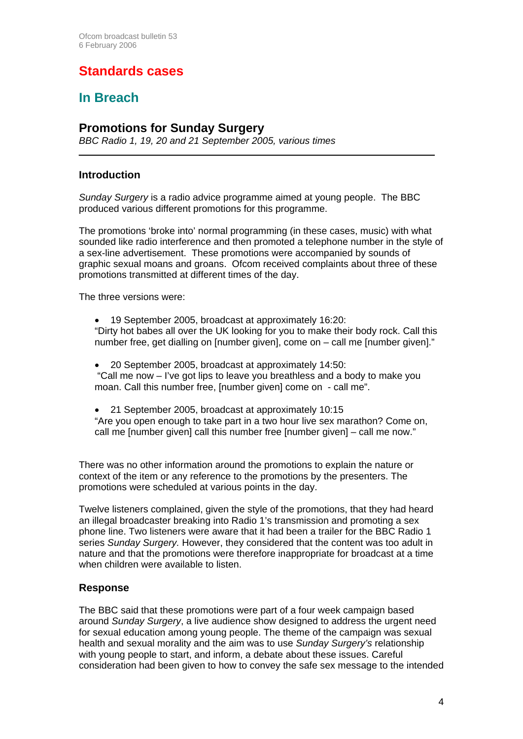# Standards cases

## In Breach

### Promotions for Sunday Surgery

*BBC Radio 1, 19, 20 and 21 September 2005, various times*

---

#### Introduction

*Sunday Surgery* is a radio advice programme aimed at young people. The BBC produced various different promotions for this programme.

The promotions 'broke into' normal programming (in these cases, music) with what sounded like radio interference and then promoted a telephone number in the style of a sex-line advertisement. These promotions were accompanied by sounds of graphic sexual moans and groans. Ofcom received complaints about three of these promotions transmitted at different times of the day.

The three versions were:

- 19 September 2005, broadcast at approximately 16:20:
  "Dirty hot babes all over the UK looking for you to make their body rock. Call this number free, get dialling on [number given], come on – call me [number given]."

- 20 September 2005, broadcast at approximately 14:50:
  "Call me now – I've got lips to leave you breathless and a body to make you moan. Call this number free, [number given] come on - call me".

- 21 September 2005, broadcast at approximately 10:15
  "Are you open enough to take part in a two hour live sex marathon? Come on, call me [number given] call this number free [number given] – call me now."

There was no other information around the promotions to explain the nature or context of the item or any reference to the promotions by the presenters. The promotions were scheduled at various points in the day.

Twelve listeners complained, given the style of the promotions, that they had heard an illegal broadcaster breaking into Radio 1's transmission and promoting a sex phone line. Two listeners were aware that it had been a trailer for the BBC Radio 1 series *Sunday Surgery.* However, they considered that the content was too adult in nature and that the promotions were therefore inappropriate for broadcast at a time when children were available to listen.

#### Response

The BBC said that these promotions were part of a four week campaign based around *Sunday Surgery*, a live audience show designed to address the urgent need for sexual education among young people. The theme of the campaign was sexual health and sexual morality and the aim was to use *Sunday Surgery's* relationship with young people to start, and inform, a debate about these issues. Careful consideration had been given to how to convey the safe sex message to the intended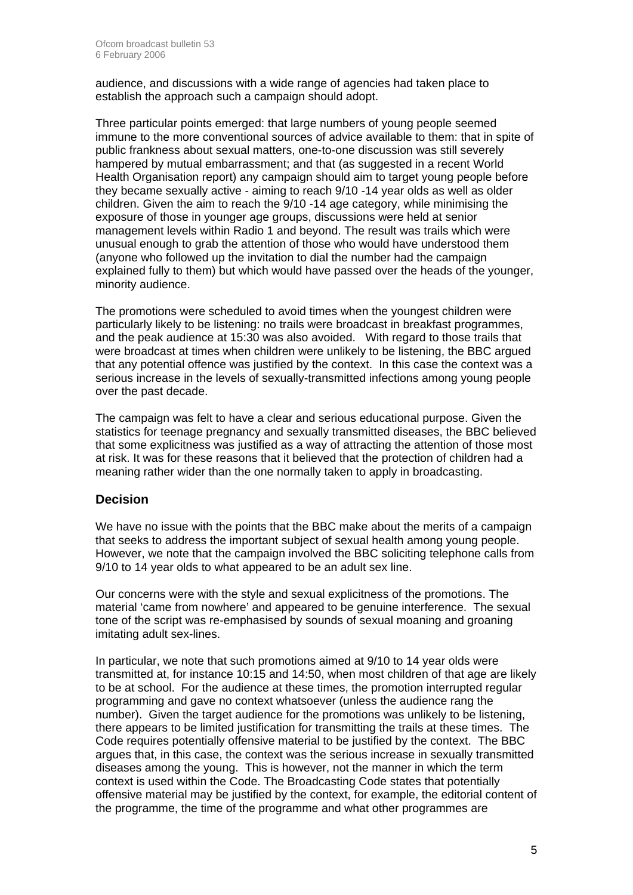audience, and discussions with a wide range of agencies had taken place to establish the approach such a campaign should adopt.

Three particular points emerged: that large numbers of young people seemed immune to the more conventional sources of advice available to them: that in spite of public frankness about sexual matters, one-to-one discussion was still severely hampered by mutual embarrassment; and that (as suggested in a recent World Health Organisation report) any campaign should aim to target young people before they became sexually active - aiming to reach 9/10 -14 year olds as well as older children. Given the aim to reach the 9/10 -14 age category, while minimising the exposure of those in younger age groups, discussions were held at senior management levels within Radio 1 and beyond. The result was trails which were unusual enough to grab the attention of those who would have understood them (anyone who followed up the invitation to dial the number had the campaign explained fully to them) but which would have passed over the heads of the younger, minority audience.

The promotions were scheduled to avoid times when the youngest children were particularly likely to be listening: no trails were broadcast in breakfast programmes, and the peak audience at 15:30 was also avoided. With regard to those trails that were broadcast at times when children were unlikely to be listening, the BBC argued that any potential offence was justified by the context. In this case the context was a serious increase in the levels of sexually-transmitted infections among young people over the past decade.

The campaign was felt to have a clear and serious educational purpose. Given the statistics for teenage pregnancy and sexually transmitted diseases, the BBC believed that some explicitness was justified as a way of attracting the attention of those most at risk. It was for these reasons that it believed that the protection of children had a meaning rather wider than the one normally taken to apply in broadcasting.

## Decision

We have no issue with the points that the BBC make about the merits of a campaign that seeks to address the important subject of sexual health among young people. However, we note that the campaign involved the BBC soliciting telephone calls from 9/10 to 14 year olds to what appeared to be an adult sex line.

Our concerns were with the style and sexual explicitness of the promotions. The material 'came from nowhere' and appeared to be genuine interference. The sexual tone of the script was re-emphasised by sounds of sexual moaning and groaning imitating adult sex-lines.

In particular, we note that such promotions aimed at 9/10 to 14 year olds were transmitted at, for instance 10:15 and 14:50, when most children of that age are likely to be at school. For the audience at these times, the promotion interrupted regular programming and gave no context whatsoever (unless the audience rang the number). Given the target audience for the promotions was unlikely to be listening, there appears to be limited justification for transmitting the trails at these times. The Code requires potentially offensive material to be justified by the context. The BBC argues that, in this case, the context was the serious increase in sexually transmitted diseases among the young. This is however, not the manner in which the term context is used within the Code. The Broadcasting Code states that potentially offensive material may be justified by the context, for example, the editorial content of the programme, the time of the programme and what other programmes are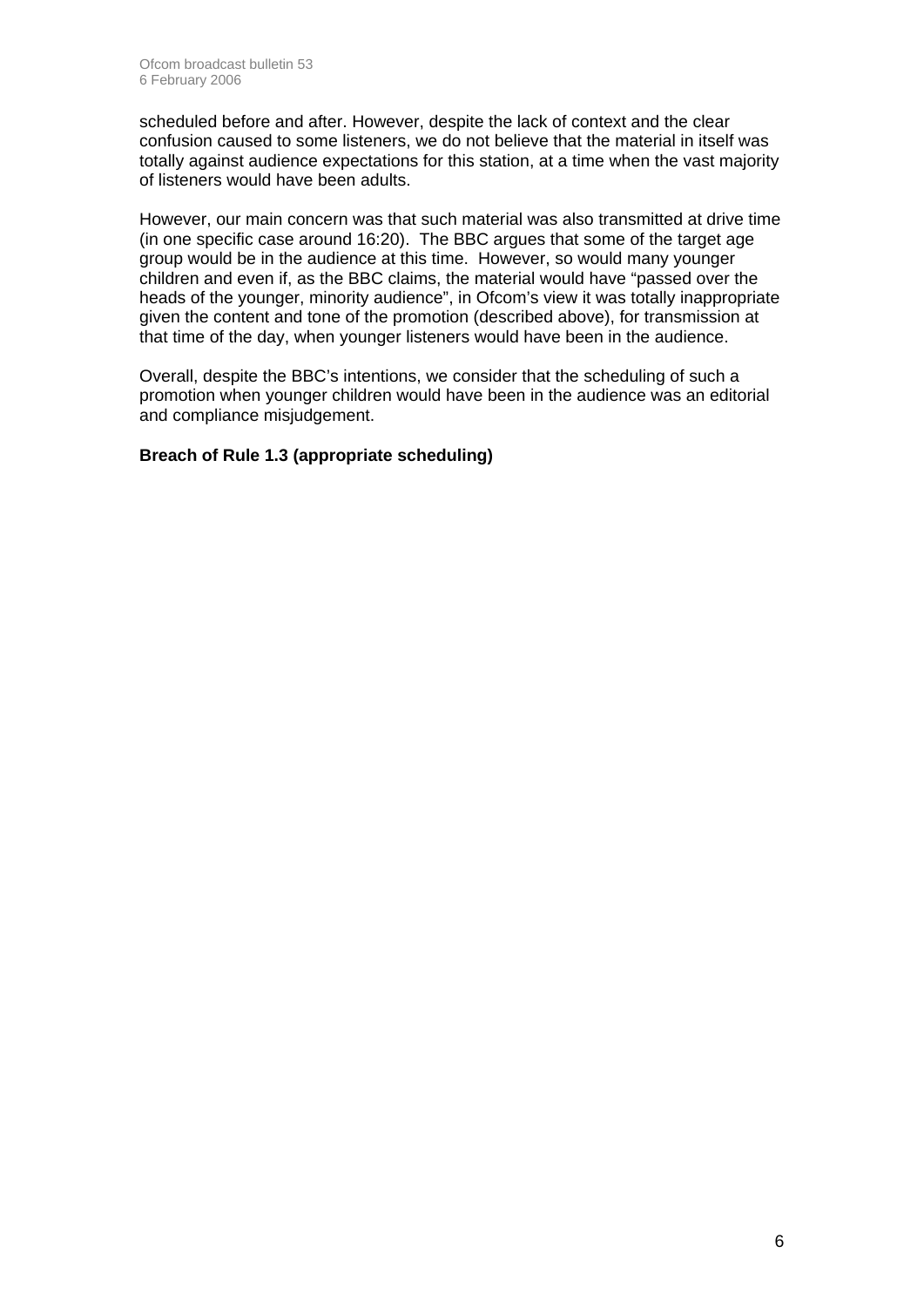scheduled before and after. However, despite the lack of context and the clear confusion caused to some listeners, we do not believe that the material in itself was totally against audience expectations for this station, at a time when the vast majority of listeners would have been adults.

However, our main concern was that such material was also transmitted at drive time (in one specific case around 16:20). The BBC argues that some of the target age group would be in the audience at this time. However, so would many younger children and even if, as the BBC claims, the material would have "passed over the heads of the younger, minority audience", in Ofcom's view it was totally inappropriate given the content and tone of the promotion (described above), for transmission at that time of the day, when younger listeners would have been in the audience.

Overall, despite the BBC's intentions, we consider that the scheduling of such a promotion when younger children would have been in the audience was an editorial and compliance misjudgement.

**Breach of Rule 1.3 (appropriate scheduling)**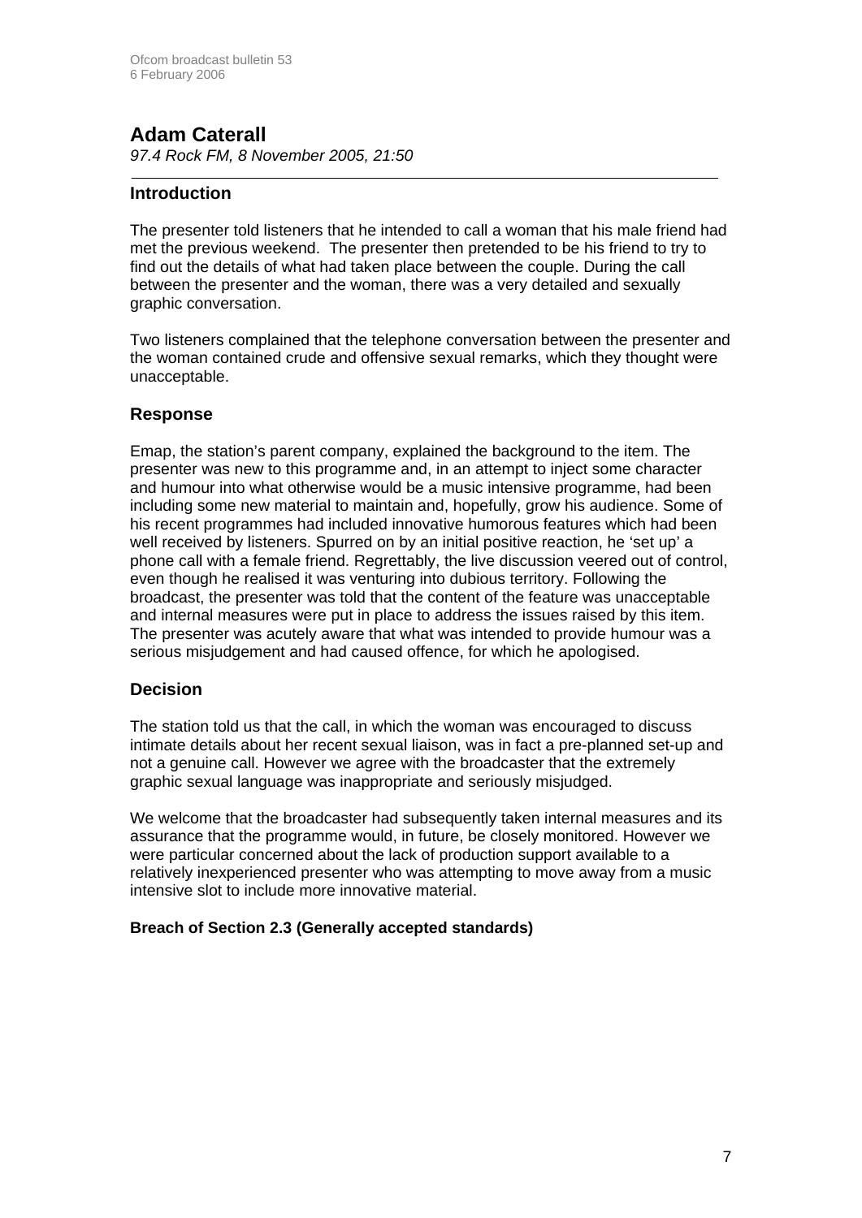## Adam Caterall

*97.4 Rock FM, 8 November 2005, 21:50*

---

### Introduction

The presenter told listeners that he intended to call a woman that his male friend had met the previous weekend. The presenter then pretended to be his friend to try to find out the details of what had taken place between the couple. During the call between the presenter and the woman, there was a very detailed and sexually graphic conversation.

Two listeners complained that the telephone conversation between the presenter and the woman contained crude and offensive sexual remarks, which they thought were unacceptable.

### Response

Emap, the station's parent company, explained the background to the item. The presenter was new to this programme and, in an attempt to inject some character and humour into what otherwise would be a music intensive programme, had been including some new material to maintain and, hopefully, grow his audience. Some of his recent programmes had included innovative humorous features which had been well received by listeners. Spurred on by an initial positive reaction, he 'set up' a phone call with a female friend. Regrettably, the live discussion veered out of control, even though he realised it was venturing into dubious territory. Following the broadcast, the presenter was told that the content of the feature was unacceptable and internal measures were put in place to address the issues raised by this item. The presenter was acutely aware that what was intended to provide humour was a serious misjudgement and had caused offence, for which he apologised.

### Decision

The station told us that the call, in which the woman was encouraged to discuss intimate details about her recent sexual liaison, was in fact a pre-planned set-up and not a genuine call. However we agree with the broadcaster that the extremely graphic sexual language was inappropriate and seriously misjudged.

We welcome that the broadcaster had subsequently taken internal measures and its assurance that the programme would, in future, be closely monitored. However we were particular concerned about the lack of production support available to a relatively inexperienced presenter who was attempting to move away from a music intensive slot to include more innovative material.

**Breach of Section 2.3 (Generally accepted standards)**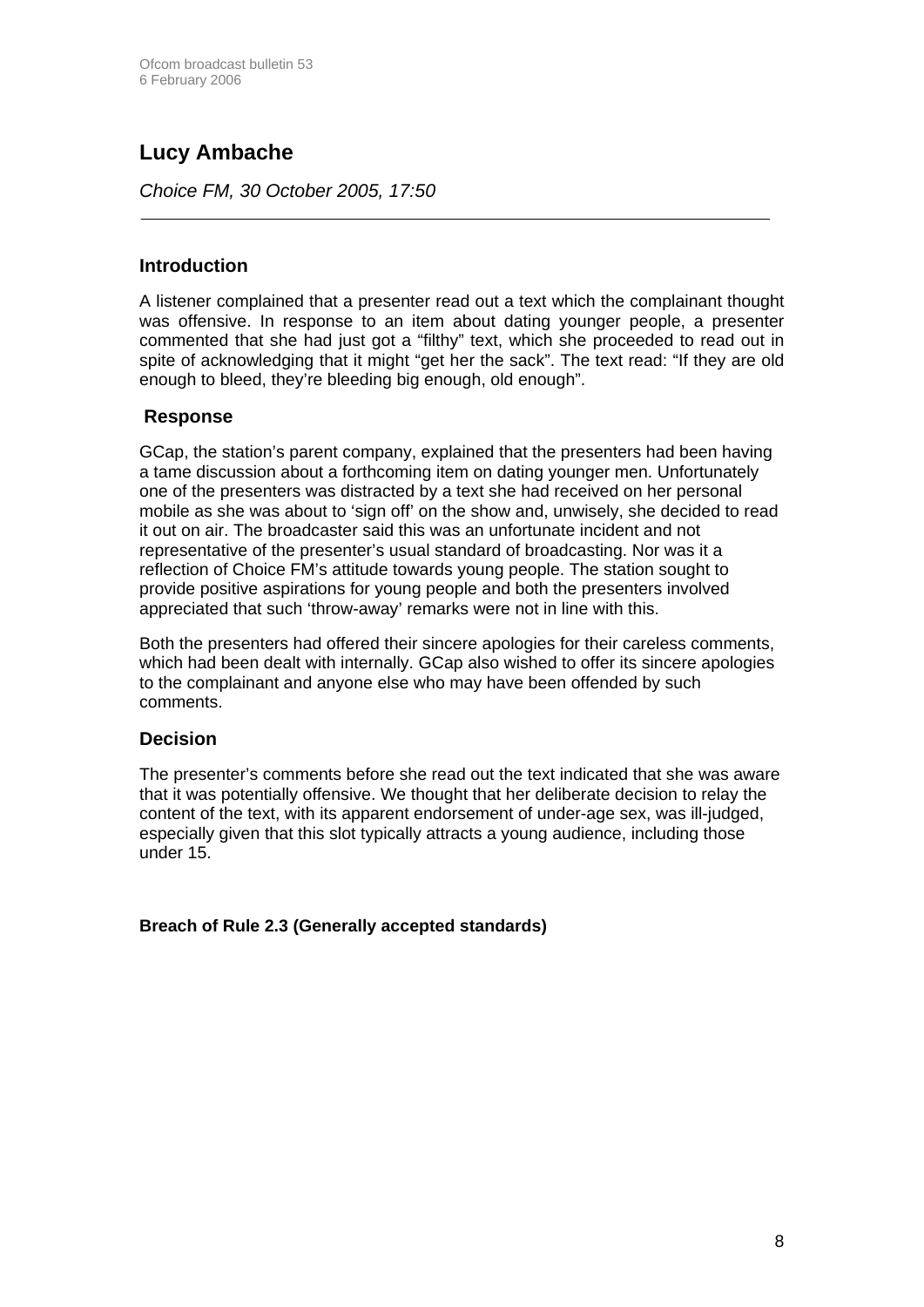## Lucy Ambache

*Choice FM, 30 October 2005, 17:50*

---

### Introduction

A listener complained that a presenter read out a text which the complainant thought was offensive. In response to an item about dating younger people, a presenter commented that she had just got a "filthy" text, which she proceeded to read out in spite of acknowledging that it might "get her the sack". The text read: "If they are old enough to bleed, they're bleeding big enough, old enough".

### Response

GCap, the station's parent company, explained that the presenters had been having a tame discussion about a forthcoming item on dating younger men. Unfortunately one of the presenters was distracted by a text she had received on her personal mobile as she was about to 'sign off' on the show and, unwisely, she decided to read it out on air. The broadcaster said this was an unfortunate incident and not representative of the presenter's usual standard of broadcasting. Nor was it a reflection of Choice FM's attitude towards young people. The station sought to provide positive aspirations for young people and both the presenters involved appreciated that such 'throw-away' remarks were not in line with this.

Both the presenters had offered their sincere apologies for their careless comments, which had been dealt with internally. GCap also wished to offer its sincere apologies to the complainant and anyone else who may have been offended by such comments.

### Decision

The presenter's comments before she read out the text indicated that she was aware that it was potentially offensive. We thought that her deliberate decision to relay the content of the text, with its apparent endorsement of under-age sex, was ill-judged, especially given that this slot typically attracts a young audience, including those under 15.

**Breach of Rule 2.3 (Generally accepted standards)**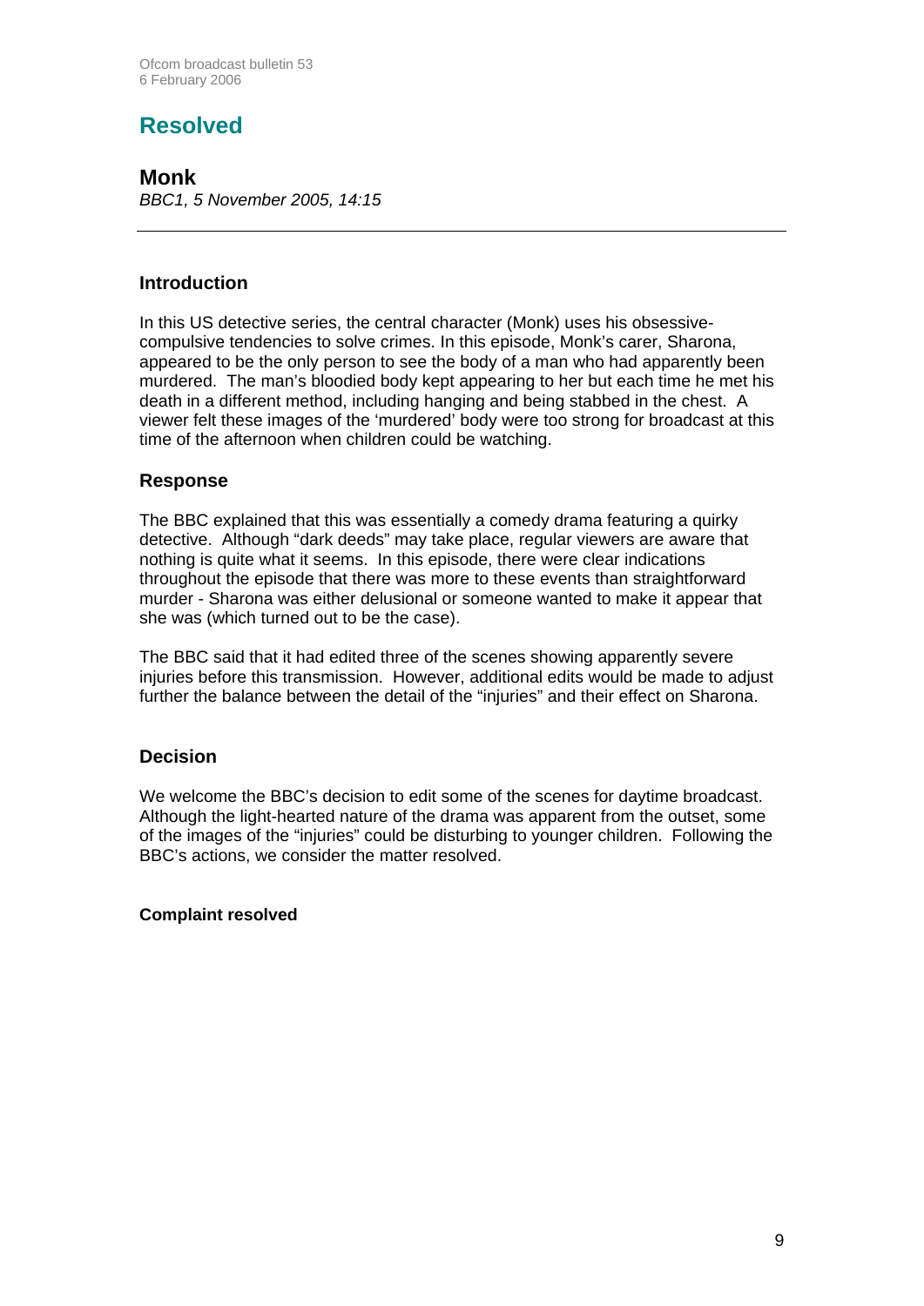# Resolved

## Monk

*BBC1, 5 November 2005, 14:15*

---

### Introduction

In this US detective series, the central character (Monk) uses his obsessive-compulsive tendencies to solve crimes. In this episode, Monk's carer, Sharona, appeared to be the only person to see the body of a man who had apparently been murdered. The man's bloodied body kept appearing to her but each time he met his death in a different method, including hanging and being stabbed in the chest. A viewer felt these images of the 'murdered' body were too strong for broadcast at this time of the afternoon when children could be watching.

### Response

The BBC explained that this was essentially a comedy drama featuring a quirky detective. Although "dark deeds" may take place, regular viewers are aware that nothing is quite what it seems. In this episode, there were clear indications throughout the episode that there was more to these events than straightforward murder - Sharona was either delusional or someone wanted to make it appear that she was (which turned out to be the case).

The BBC said that it had edited three of the scenes showing apparently severe injuries before this transmission. However, additional edits would be made to adjust further the balance between the detail of the "injuries" and their effect on Sharona.

### Decision

We welcome the BBC's decision to edit some of the scenes for daytime broadcast. Although the light-hearted nature of the drama was apparent from the outset, some of the images of the "injuries" could be disturbing to younger children. Following the BBC's actions, we consider the matter resolved.

**Complaint resolved**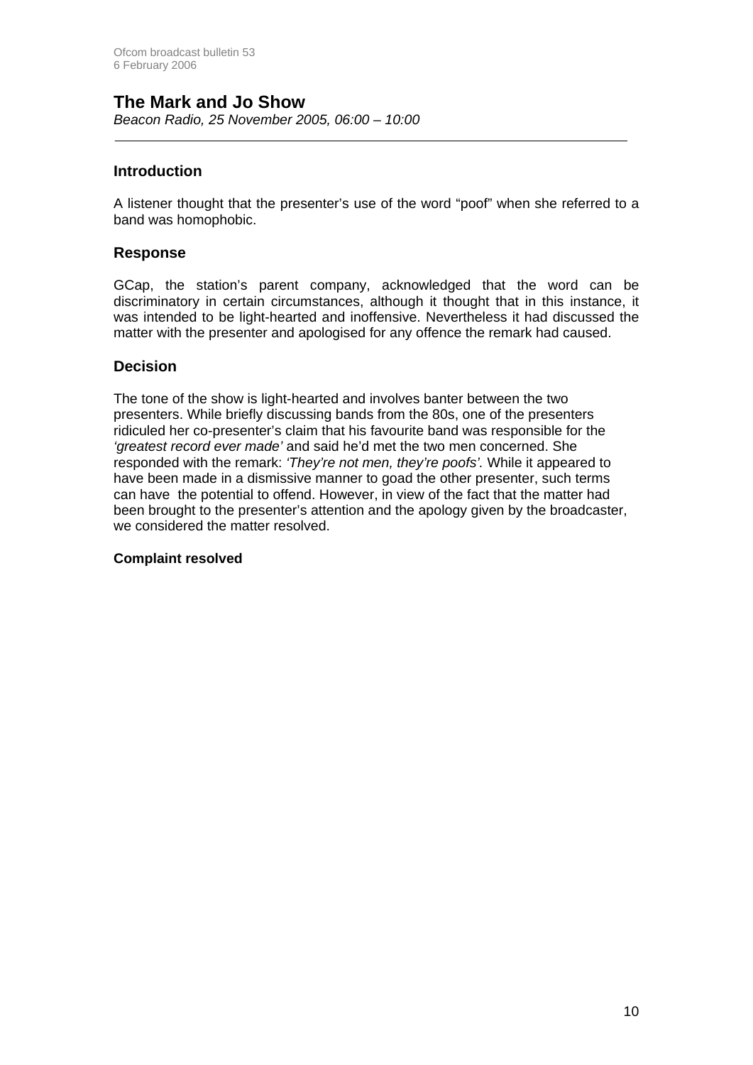## The Mark and Jo Show

*Beacon Radio, 25 November 2005, 06:00 – 10:00*

---

### Introduction

A listener thought that the presenter's use of the word "poof" when she referred to a band was homophobic.

### Response

GCap, the station's parent company, acknowledged that the word can be discriminatory in certain circumstances, although it thought that in this instance, it was intended to be light-hearted and inoffensive. Nevertheless it had discussed the matter with the presenter and apologised for any offence the remark had caused.

### Decision

The tone of the show is light-hearted and involves banter between the two presenters. While briefly discussing bands from the 80s, one of the presenters ridiculed her co-presenter's claim that his favourite band was responsible for the *'greatest record ever made'* and said he'd met the two men concerned. She responded with the remark: *'They're not men, they're poofs'.* While it appeared to have been made in a dismissive manner to goad the other presenter, such terms can have the potential to offend. However, in view of the fact that the matter had been brought to the presenter's attention and the apology given by the broadcaster, we considered the matter resolved.

**Complaint resolved**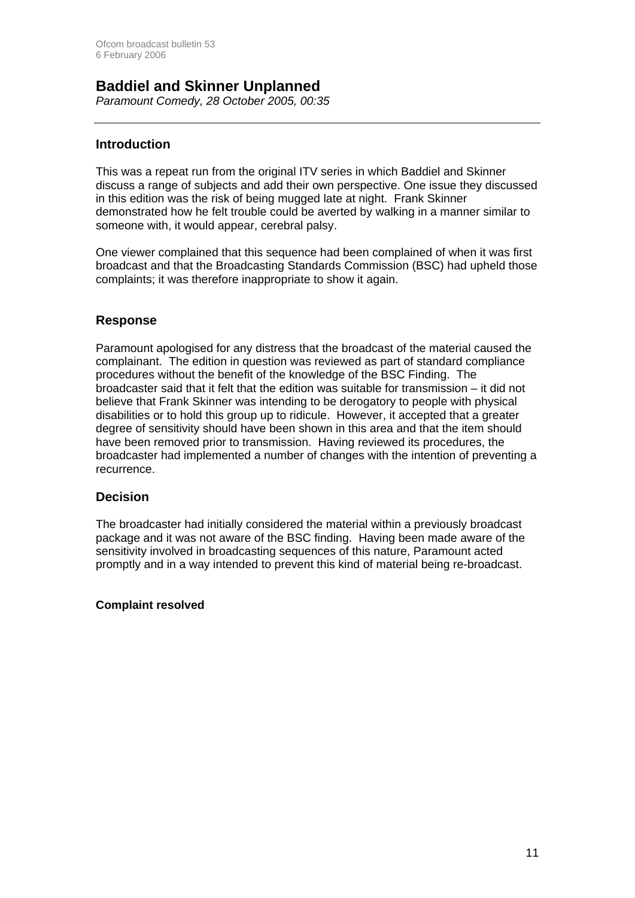## Baddiel and Skinner Unplanned

*Paramount Comedy, 28 October 2005, 00:35*

---

### Introduction

This was a repeat run from the original ITV series in which Baddiel and Skinner discuss a range of subjects and add their own perspective. One issue they discussed in this edition was the risk of being mugged late at night. Frank Skinner demonstrated how he felt trouble could be averted by walking in a manner similar to someone with, it would appear, cerebral palsy.

One viewer complained that this sequence had been complained of when it was first broadcast and that the Broadcasting Standards Commission (BSC) had upheld those complaints; it was therefore inappropriate to show it again.

### Response

Paramount apologised for any distress that the broadcast of the material caused the complainant. The edition in question was reviewed as part of standard compliance procedures without the benefit of the knowledge of the BSC Finding. The broadcaster said that it felt that the edition was suitable for transmission – it did not believe that Frank Skinner was intending to be derogatory to people with physical disabilities or to hold this group up to ridicule. However, it accepted that a greater degree of sensitivity should have been shown in this area and that the item should have been removed prior to transmission. Having reviewed its procedures, the broadcaster had implemented a number of changes with the intention of preventing a recurrence.

### Decision

The broadcaster had initially considered the material within a previously broadcast package and it was not aware of the BSC finding. Having been made aware of the sensitivity involved in broadcasting sequences of this nature, Paramount acted promptly and in a way intended to prevent this kind of material being re-broadcast.

**Complaint resolved**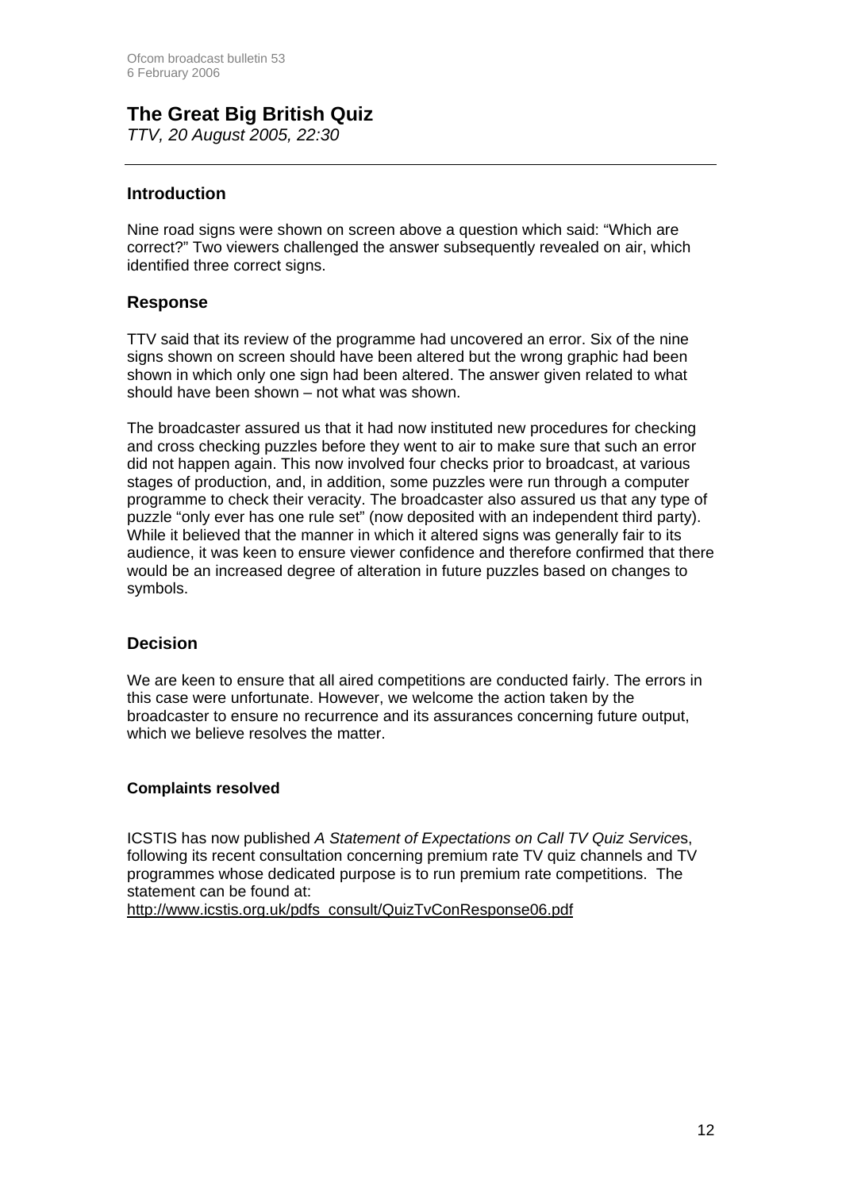## The Great Big British Quiz

*TTV, 20 August 2005, 22:30*

---

### Introduction

Nine road signs were shown on screen above a question which said: "Which are correct?" Two viewers challenged the answer subsequently revealed on air, which identified three correct signs.

### Response

TTV said that its review of the programme had uncovered an error. Six of the nine signs shown on screen should have been altered but the wrong graphic had been shown in which only one sign had been altered. The answer given related to what should have been shown – not what was shown.

The broadcaster assured us that it had now instituted new procedures for checking and cross checking puzzles before they went to air to make sure that such an error did not happen again. This now involved four checks prior to broadcast, at various stages of production, and, in addition, some puzzles were run through a computer programme to check their veracity. The broadcaster also assured us that any type of puzzle "only ever has one rule set" (now deposited with an independent third party). While it believed that the manner in which it altered signs was generally fair to its audience, it was keen to ensure viewer confidence and therefore confirmed that there would be an increased degree of alteration in future puzzles based on changes to symbols.

### Decision

We are keen to ensure that all aired competitions are conducted fairly. The errors in this case were unfortunate. However, we welcome the action taken by the broadcaster to ensure no recurrence and its assurances concerning future output, which we believe resolves the matter.

**Complaints resolved**

ICSTIS has now published *A Statement of Expectations on Call TV Quiz Service*s, following its recent consultation concerning premium rate TV quiz channels and TV programmes whose dedicated purpose is to run premium rate competitions. The statement can be found at: http://www.icstis.org.uk/pdfs_consult/QuizTvConResponse06.pdf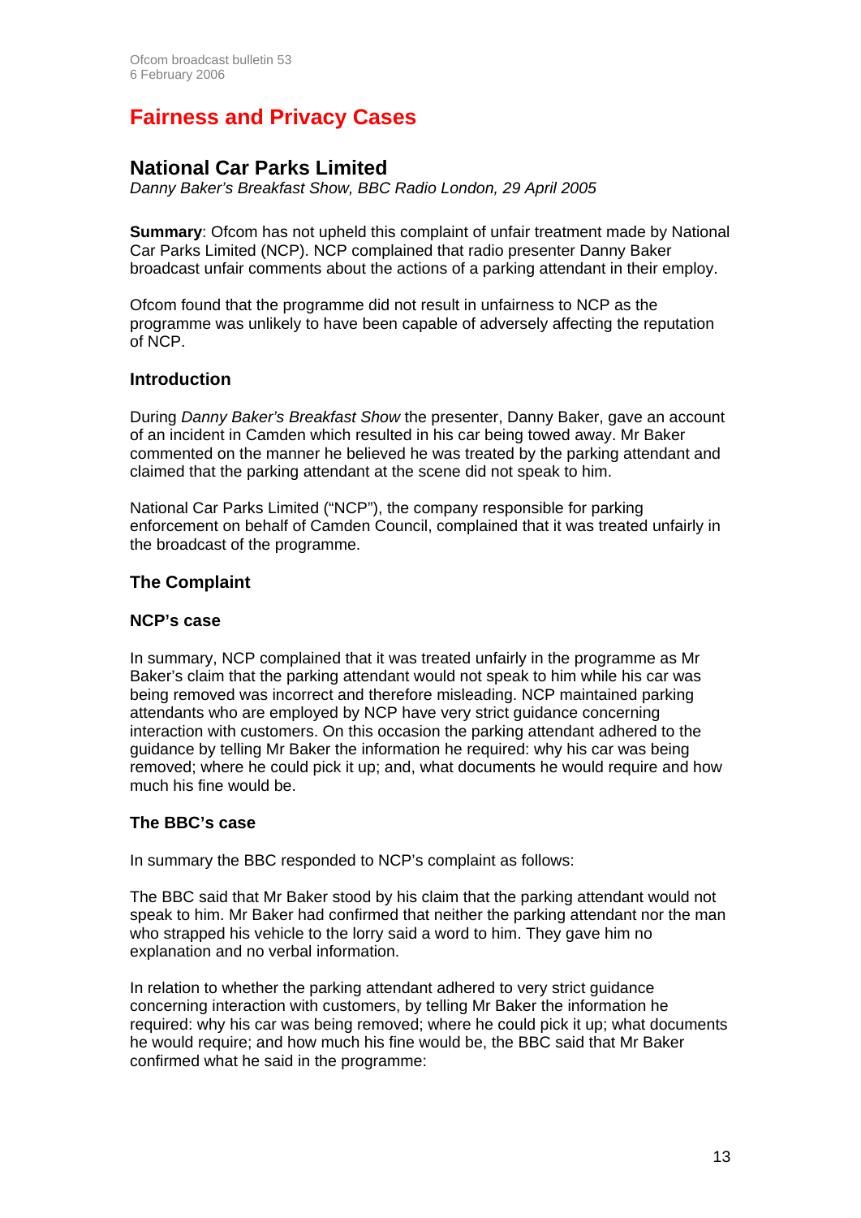# Fairness and Privacy Cases

## National Car Parks Limited

*Danny Baker's Breakfast Show, BBC Radio London, 29 April 2005*

**Summary**: Ofcom has not upheld this complaint of unfair treatment made by National Car Parks Limited (NCP). NCP complained that radio presenter Danny Baker broadcast unfair comments about the actions of a parking attendant in their employ.

Ofcom found that the programme did not result in unfairness to NCP as the programme was unlikely to have been capable of adversely affecting the reputation of NCP.

### Introduction

During *Danny Baker's Breakfast Show* the presenter, Danny Baker, gave an account of an incident in Camden which resulted in his car being towed away. Mr Baker commented on the manner he believed he was treated by the parking attendant and claimed that the parking attendant at the scene did not speak to him.

National Car Parks Limited ("NCP"), the company responsible for parking enforcement on behalf of Camden Council, complained that it was treated unfairly in the broadcast of the programme.

### The Complaint

#### NCP's case

In summary, NCP complained that it was treated unfairly in the programme as Mr Baker's claim that the parking attendant would not speak to him while his car was being removed was incorrect and therefore misleading. NCP maintained parking attendants who are employed by NCP have very strict guidance concerning interaction with customers. On this occasion the parking attendant adhered to the guidance by telling Mr Baker the information he required: why his car was being removed; where he could pick it up; and, what documents he would require and how much his fine would be.

#### The BBC's case

In summary the BBC responded to NCP's complaint as follows:

The BBC said that Mr Baker stood by his claim that the parking attendant would not speak to him. Mr Baker had confirmed that neither the parking attendant nor the man who strapped his vehicle to the lorry said a word to him. They gave him no explanation and no verbal information.

In relation to whether the parking attendant adhered to very strict guidance concerning interaction with customers, by telling Mr Baker the information he required: why his car was being removed; where he could pick it up; what documents he would require; and how much his fine would be, the BBC said that Mr Baker confirmed what he said in the programme: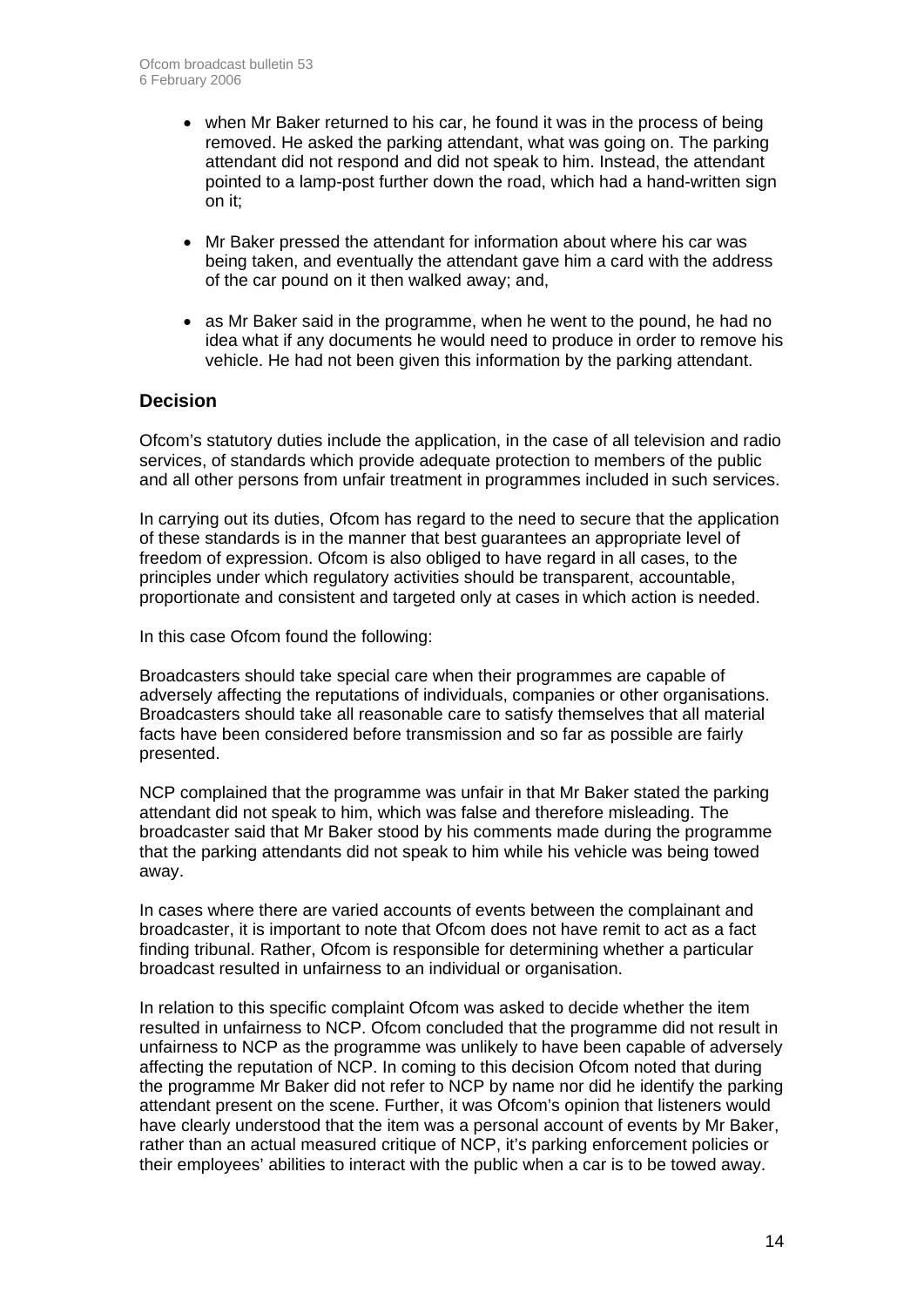- when Mr Baker returned to his car, he found it was in the process of being removed. He asked the parking attendant, what was going on. The parking attendant did not respond and did not speak to him. Instead, the attendant pointed to a lamp-post further down the road, which had a hand-written sign on it;

- Mr Baker pressed the attendant for information about where his car was being taken, and eventually the attendant gave him a card with the address of the car pound on it then walked away; and,

- as Mr Baker said in the programme, when he went to the pound, he had no idea what if any documents he would need to produce in order to remove his vehicle. He had not been given this information by the parking attendant.

## Decision

Ofcom's statutory duties include the application, in the case of all television and radio services, of standards which provide adequate protection to members of the public and all other persons from unfair treatment in programmes included in such services.

In carrying out its duties, Ofcom has regard to the need to secure that the application of these standards is in the manner that best guarantees an appropriate level of freedom of expression. Ofcom is also obliged to have regard in all cases, to the principles under which regulatory activities should be transparent, accountable, proportionate and consistent and targeted only at cases in which action is needed.

In this case Ofcom found the following:

Broadcasters should take special care when their programmes are capable of adversely affecting the reputations of individuals, companies or other organisations. Broadcasters should take all reasonable care to satisfy themselves that all material facts have been considered before transmission and so far as possible are fairly presented.

NCP complained that the programme was unfair in that Mr Baker stated the parking attendant did not speak to him, which was false and therefore misleading. The broadcaster said that Mr Baker stood by his comments made during the programme that the parking attendants did not speak to him while his vehicle was being towed away.

In cases where there are varied accounts of events between the complainant and broadcaster, it is important to note that Ofcom does not have remit to act as a fact finding tribunal. Rather, Ofcom is responsible for determining whether a particular broadcast resulted in unfairness to an individual or organisation.

In relation to this specific complaint Ofcom was asked to decide whether the item resulted in unfairness to NCP. Ofcom concluded that the programme did not result in unfairness to NCP as the programme was unlikely to have been capable of adversely affecting the reputation of NCP. In coming to this decision Ofcom noted that during the programme Mr Baker did not refer to NCP by name nor did he identify the parking attendant present on the scene. Further, it was Ofcom's opinion that listeners would have clearly understood that the item was a personal account of events by Mr Baker, rather than an actual measured critique of NCP, it's parking enforcement policies or their employees' abilities to interact with the public when a car is to be towed away.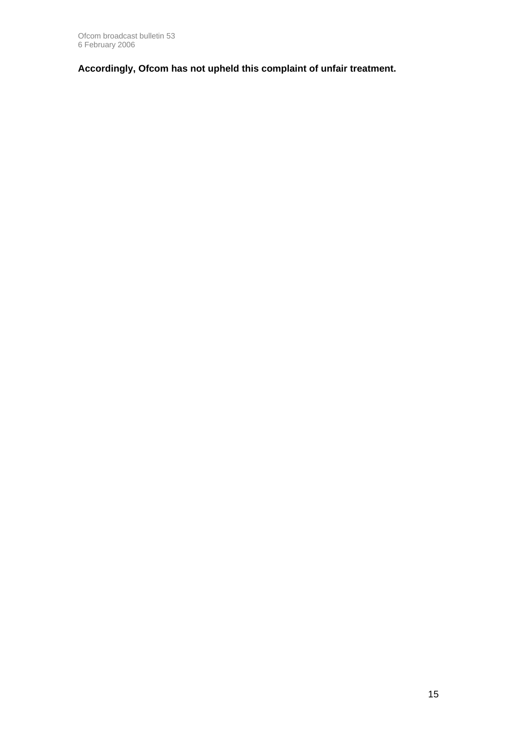**Accordingly, Ofcom has not upheld this complaint of unfair treatment.**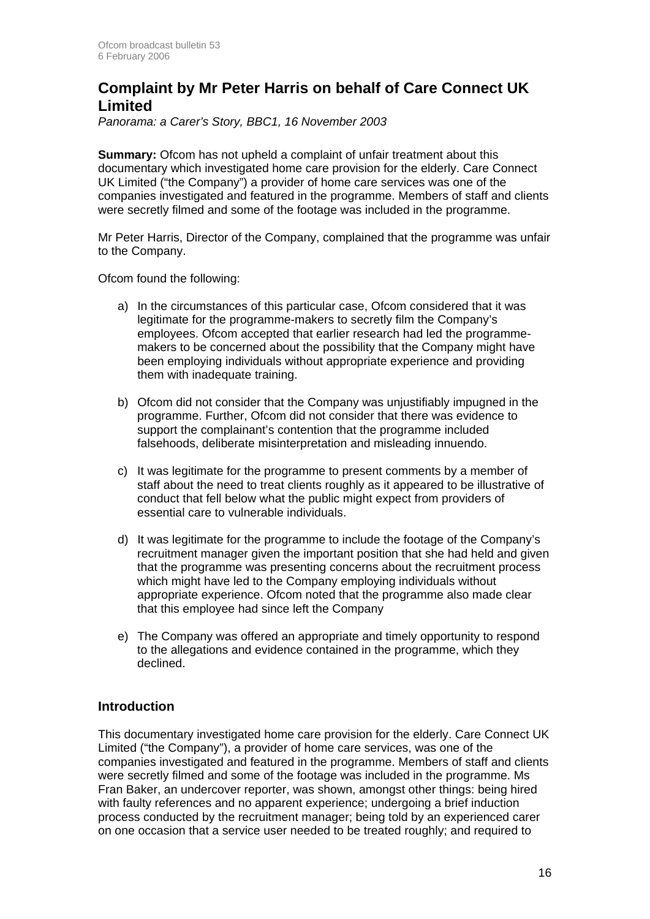## Complaint by Mr Peter Harris on behalf of Care Connect UK Limited

*Panorama: a Carer's Story, BBC1, 16 November 2003*

**Summary:** Ofcom has not upheld a complaint of unfair treatment about this documentary which investigated home care provision for the elderly. Care Connect UK Limited ("the Company") a provider of home care services was one of the companies investigated and featured in the programme. Members of staff and clients were secretly filmed and some of the footage was included in the programme.

Mr Peter Harris, Director of the Company, complained that the programme was unfair to the Company.

Ofcom found the following:

a) In the circumstances of this particular case, Ofcom considered that it was legitimate for the programme-makers to secretly film the Company's employees. Ofcom accepted that earlier research had led the programme-makers to be concerned about the possibility that the Company might have been employing individuals without appropriate experience and providing them with inadequate training.

b) Ofcom did not consider that the Company was unjustifiably impugned in the programme. Further, Ofcom did not consider that there was evidence to support the complainant's contention that the programme included falsehoods, deliberate misinterpretation and misleading innuendo.

c) It was legitimate for the programme to present comments by a member of staff about the need to treat clients roughly as it appeared to be illustrative of conduct that fell below what the public might expect from providers of essential care to vulnerable individuals.

d) It was legitimate for the programme to include the footage of the Company's recruitment manager given the important position that she had held and given that the programme was presenting concerns about the recruitment process which might have led to the Company employing individuals without appropriate experience. Ofcom noted that the programme also made clear that this employee had since left the Company

e) The Company was offered an appropriate and timely opportunity to respond to the allegations and evidence contained in the programme, which they declined.

### Introduction

This documentary investigated home care provision for the elderly. Care Connect UK Limited ("the Company"), a provider of home care services, was one of the companies investigated and featured in the programme. Members of staff and clients were secretly filmed and some of the footage was included in the programme. Ms Fran Baker, an undercover reporter, was shown, amongst other things: being hired with faulty references and no apparent experience; undergoing a brief induction process conducted by the recruitment manager; being told by an experienced carer on one occasion that a service user needed to be treated roughly; and required to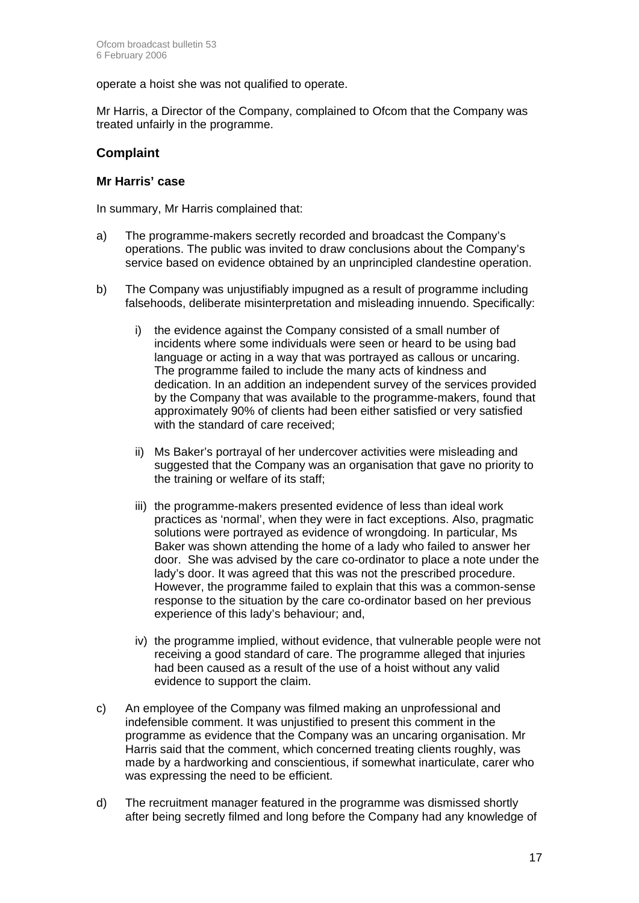operate a hoist she was not qualified to operate.

Mr Harris, a Director of the Company, complained to Ofcom that the Company was treated unfairly in the programme.

## Complaint

### Mr Harris' case

In summary, Mr Harris complained that:

a) The programme-makers secretly recorded and broadcast the Company's operations. The public was invited to draw conclusions about the Company's service based on evidence obtained by an unprincipled clandestine operation.

b) The Company was unjustifiably impugned as a result of programme including falsehoods, deliberate misinterpretation and misleading innuendo. Specifically:

   i) the evidence against the Company consisted of a small number of incidents where some individuals were seen or heard to be using bad language or acting in a way that was portrayed as callous or uncaring. The programme failed to include the many acts of kindness and dedication. In an addition an independent survey of the services provided by the Company that was available to the programme-makers, found that approximately 90% of clients had been either satisfied or very satisfied with the standard of care received;

   ii) Ms Baker's portrayal of her undercover activities were misleading and suggested that the Company was an organisation that gave no priority to the training or welfare of its staff;

   iii) the programme-makers presented evidence of less than ideal work practices as 'normal', when they were in fact exceptions. Also, pragmatic solutions were portrayed as evidence of wrongdoing. In particular, Ms Baker was shown attending the home of a lady who failed to answer her door. She was advised by the care co-ordinator to place a note under the lady's door. It was agreed that this was not the prescribed procedure. However, the programme failed to explain that this was a common-sense response to the situation by the care co-ordinator based on her previous experience of this lady's behaviour; and,

   iv) the programme implied, without evidence, that vulnerable people were not receiving a good standard of care. The programme alleged that injuries had been caused as a result of the use of a hoist without any valid evidence to support the claim.

c) An employee of the Company was filmed making an unprofessional and indefensible comment. It was unjustified to present this comment in the programme as evidence that the Company was an uncaring organisation. Mr Harris said that the comment, which concerned treating clients roughly, was made by a hardworking and conscientious, if somewhat inarticulate, carer who was expressing the need to be efficient.

d) The recruitment manager featured in the programme was dismissed shortly after being secretly filmed and long before the Company had any knowledge of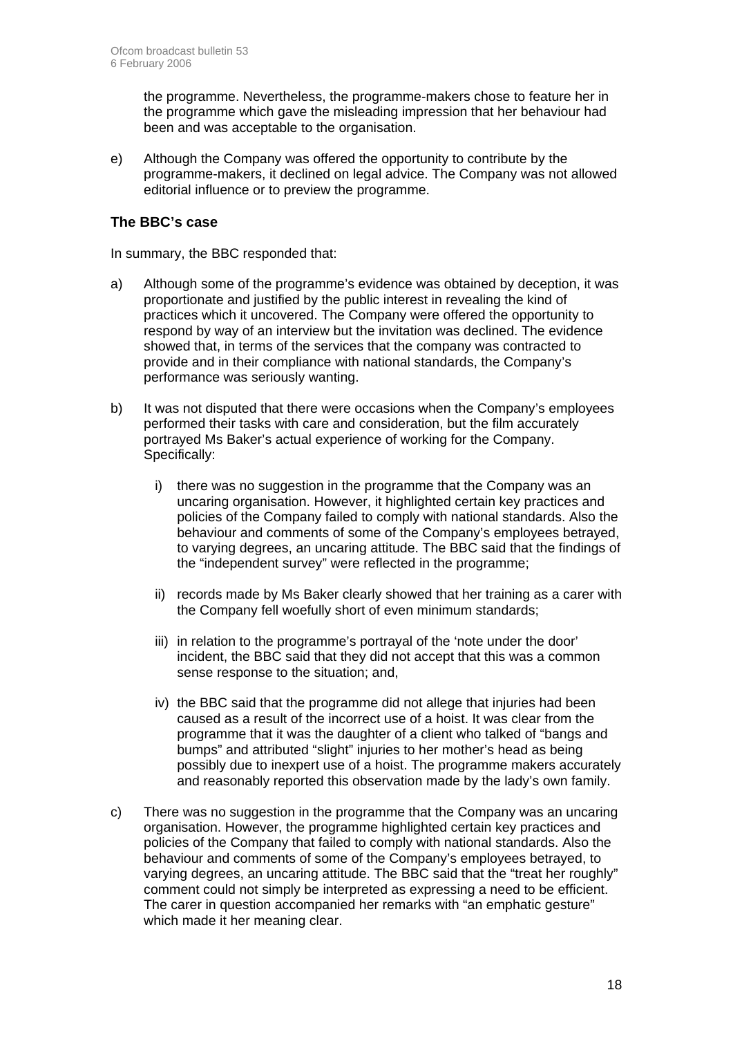the programme. Nevertheless, the programme-makers chose to feature her in the programme which gave the misleading impression that her behaviour had been and was acceptable to the organisation.

e) Although the Company was offered the opportunity to contribute by the programme-makers, it declined on legal advice. The Company was not allowed editorial influence or to preview the programme.

### The BBC's case

In summary, the BBC responded that:

a) Although some of the programme's evidence was obtained by deception, it was proportionate and justified by the public interest in revealing the kind of practices which it uncovered. The Company were offered the opportunity to respond by way of an interview but the invitation was declined. The evidence showed that, in terms of the services that the company was contracted to provide and in their compliance with national standards, the Company's performance was seriously wanting.

b) It was not disputed that there were occasions when the Company's employees performed their tasks with care and consideration, but the film accurately portrayed Ms Baker's actual experience of working for the Company. Specifically:

   i) there was no suggestion in the programme that the Company was an uncaring organisation. However, it highlighted certain key practices and policies of the Company failed to comply with national standards. Also the behaviour and comments of some of the Company's employees betrayed, to varying degrees, an uncaring attitude. The BBC said that the findings of the "independent survey" were reflected in the programme;

   ii) records made by Ms Baker clearly showed that her training as a carer with the Company fell woefully short of even minimum standards;

   iii) in relation to the programme's portrayal of the 'note under the door' incident, the BBC said that they did not accept that this was a common sense response to the situation; and,

   iv) the BBC said that the programme did not allege that injuries had been caused as a result of the incorrect use of a hoist. It was clear from the programme that it was the daughter of a client who talked of "bangs and bumps" and attributed "slight" injuries to her mother's head as being possibly due to inexpert use of a hoist. The programme makers accurately and reasonably reported this observation made by the lady's own family.

c) There was no suggestion in the programme that the Company was an uncaring organisation. However, the programme highlighted certain key practices and policies of the Company that failed to comply with national standards. Also the behaviour and comments of some of the Company's employees betrayed, to varying degrees, an uncaring attitude. The BBC said that the "treat her roughly" comment could not simply be interpreted as expressing a need to be efficient. The carer in question accompanied her remarks with "an emphatic gesture" which made it her meaning clear.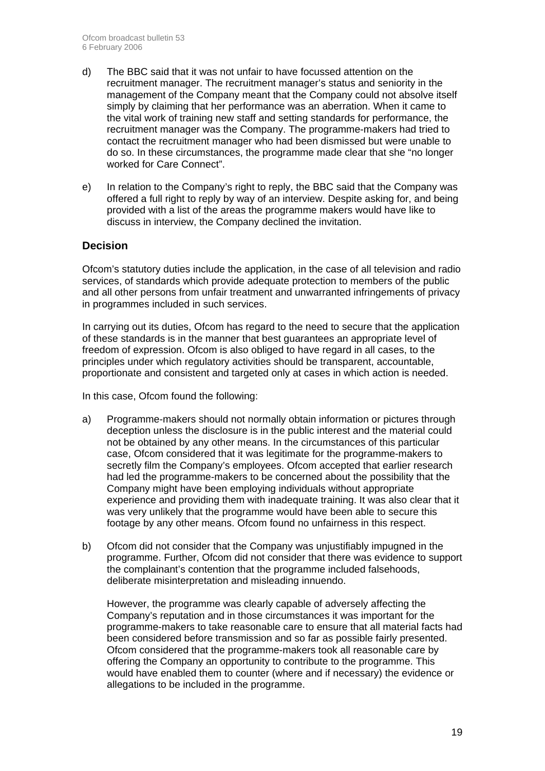d) The BBC said that it was not unfair to have focussed attention on the recruitment manager. The recruitment manager's status and seniority in the management of the Company meant that the Company could not absolve itself simply by claiming that her performance was an aberration. When it came to the vital work of training new staff and setting standards for performance, the recruitment manager was the Company. The programme-makers had tried to contact the recruitment manager who had been dismissed but were unable to do so. In these circumstances, the programme made clear that she "no longer worked for Care Connect".

e) In relation to the Company's right to reply, the BBC said that the Company was offered a full right to reply by way of an interview. Despite asking for, and being provided with a list of the areas the programme makers would have like to discuss in interview, the Company declined the invitation.

## Decision

Ofcom's statutory duties include the application, in the case of all television and radio services, of standards which provide adequate protection to members of the public and all other persons from unfair treatment and unwarranted infringements of privacy in programmes included in such services.

In carrying out its duties, Ofcom has regard to the need to secure that the application of these standards is in the manner that best guarantees an appropriate level of freedom of expression. Ofcom is also obliged to have regard in all cases, to the principles under which regulatory activities should be transparent, accountable, proportionate and consistent and targeted only at cases in which action is needed.

In this case, Ofcom found the following:

a) Programme-makers should not normally obtain information or pictures through deception unless the disclosure is in the public interest and the material could not be obtained by any other means. In the circumstances of this particular case, Ofcom considered that it was legitimate for the programme-makers to secretly film the Company's employees. Ofcom accepted that earlier research had led the programme-makers to be concerned about the possibility that the Company might have been employing individuals without appropriate experience and providing them with inadequate training. It was also clear that it was very unlikely that the programme would have been able to secure this footage by any other means. Ofcom found no unfairness in this respect.

b) Ofcom did not consider that the Company was unjustifiably impugned in the programme. Further, Ofcom did not consider that there was evidence to support the complainant's contention that the programme included falsehoods, deliberate misinterpretation and misleading innuendo.

   However, the programme was clearly capable of adversely affecting the Company's reputation and in those circumstances it was important for the programme-makers to take reasonable care to ensure that all material facts had been considered before transmission and so far as possible fairly presented. Ofcom considered that the programme-makers took all reasonable care by offering the Company an opportunity to contribute to the programme. This would have enabled them to counter (where and if necessary) the evidence or allegations to be included in the programme.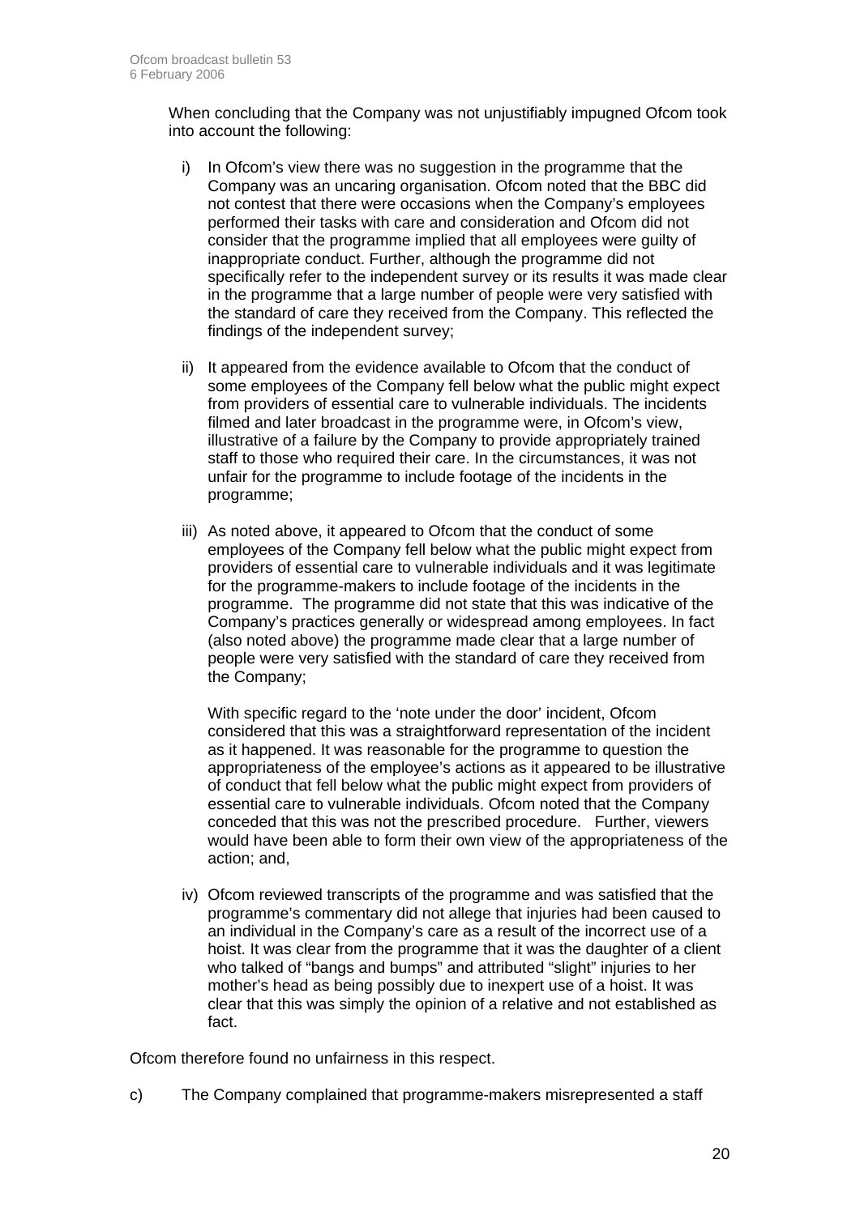When concluding that the Company was not unjustifiably impugned Ofcom took into account the following:

i) In Ofcom's view there was no suggestion in the programme that the Company was an uncaring organisation. Ofcom noted that the BBC did not contest that there were occasions when the Company's employees performed their tasks with care and consideration and Ofcom did not consider that the programme implied that all employees were guilty of inappropriate conduct. Further, although the programme did not specifically refer to the independent survey or its results it was made clear in the programme that a large number of people were very satisfied with the standard of care they received from the Company. This reflected the findings of the independent survey;

ii) It appeared from the evidence available to Ofcom that the conduct of some employees of the Company fell below what the public might expect from providers of essential care to vulnerable individuals. The incidents filmed and later broadcast in the programme were, in Ofcom's view, illustrative of a failure by the Company to provide appropriately trained staff to those who required their care. In the circumstances, it was not unfair for the programme to include footage of the incidents in the programme;

iii) As noted above, it appeared to Ofcom that the conduct of some employees of the Company fell below what the public might expect from providers of essential care to vulnerable individuals and it was legitimate for the programme-makers to include footage of the incidents in the programme. The programme did not state that this was indicative of the Company's practices generally or widespread among employees. In fact (also noted above) the programme made clear that a large number of people were very satisfied with the standard of care they received from the Company;

   With specific regard to the 'note under the door' incident, Ofcom considered that this was a straightforward representation of the incident as it happened. It was reasonable for the programme to question the appropriateness of the employee's actions as it appeared to be illustrative of conduct that fell below what the public might expect from providers of essential care to vulnerable individuals. Ofcom noted that the Company conceded that this was not the prescribed procedure. Further, viewers would have been able to form their own view of the appropriateness of the action; and,

iv) Ofcom reviewed transcripts of the programme and was satisfied that the programme's commentary did not allege that injuries had been caused to an individual in the Company's care as a result of the incorrect use of a hoist. It was clear from the programme that it was the daughter of a client who talked of "bangs and bumps" and attributed "slight" injuries to her mother's head as being possibly due to inexpert use of a hoist. It was clear that this was simply the opinion of a relative and not established as fact.

Ofcom therefore found no unfairness in this respect.

c) The Company complained that programme-makers misrepresented a staff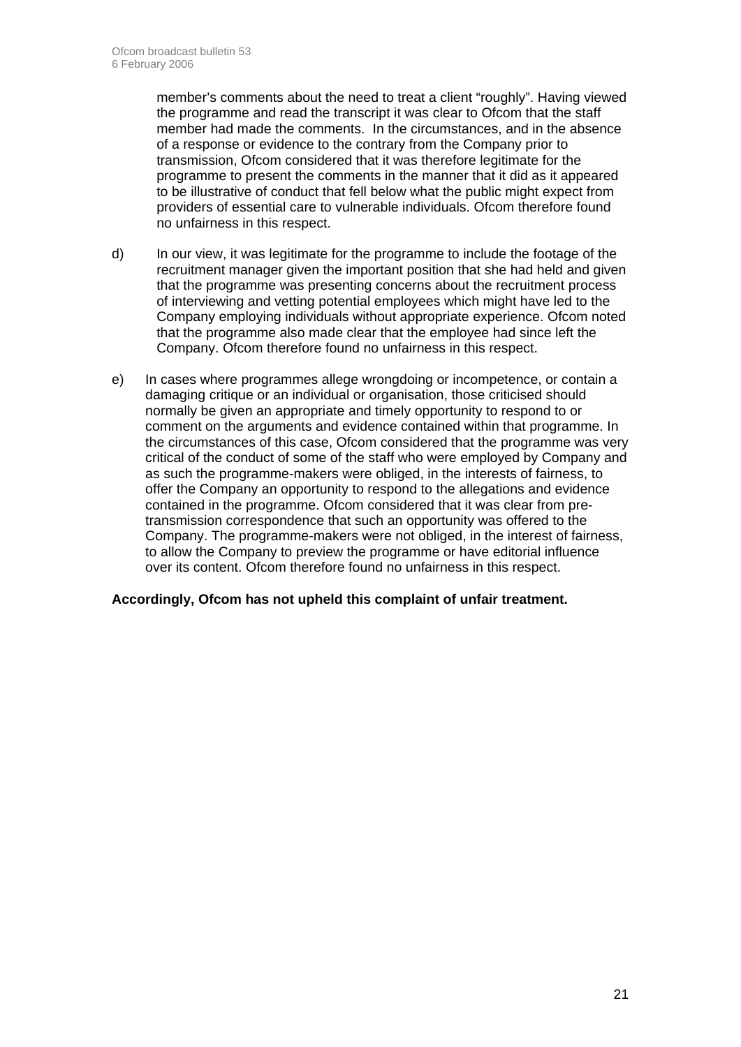member's comments about the need to treat a client "roughly". Having viewed the programme and read the transcript it was clear to Ofcom that the staff member had made the comments. In the circumstances, and in the absence of a response or evidence to the contrary from the Company prior to transmission, Ofcom considered that it was therefore legitimate for the programme to present the comments in the manner that it did as it appeared to be illustrative of conduct that fell below what the public might expect from providers of essential care to vulnerable individuals. Ofcom therefore found no unfairness in this respect.

d) In our view, it was legitimate for the programme to include the footage of the recruitment manager given the important position that she had held and given that the programme was presenting concerns about the recruitment process of interviewing and vetting potential employees which might have led to the Company employing individuals without appropriate experience. Ofcom noted that the programme also made clear that the employee had since left the Company. Ofcom therefore found no unfairness in this respect.

e) In cases where programmes allege wrongdoing or incompetence, or contain a damaging critique or an individual or organisation, those criticised should normally be given an appropriate and timely opportunity to respond to or comment on the arguments and evidence contained within that programme. In the circumstances of this case, Ofcom considered that the programme was very critical of the conduct of some of the staff who were employed by Company and as such the programme-makers were obliged, in the interests of fairness, to offer the Company an opportunity to respond to the allegations and evidence contained in the programme. Ofcom considered that it was clear from pre-transmission correspondence that such an opportunity was offered to the Company. The programme-makers were not obliged, in the interest of fairness, to allow the Company to preview the programme or have editorial influence over its content. Ofcom therefore found no unfairness in this respect.

**Accordingly, Ofcom has not upheld this complaint of unfair treatment.**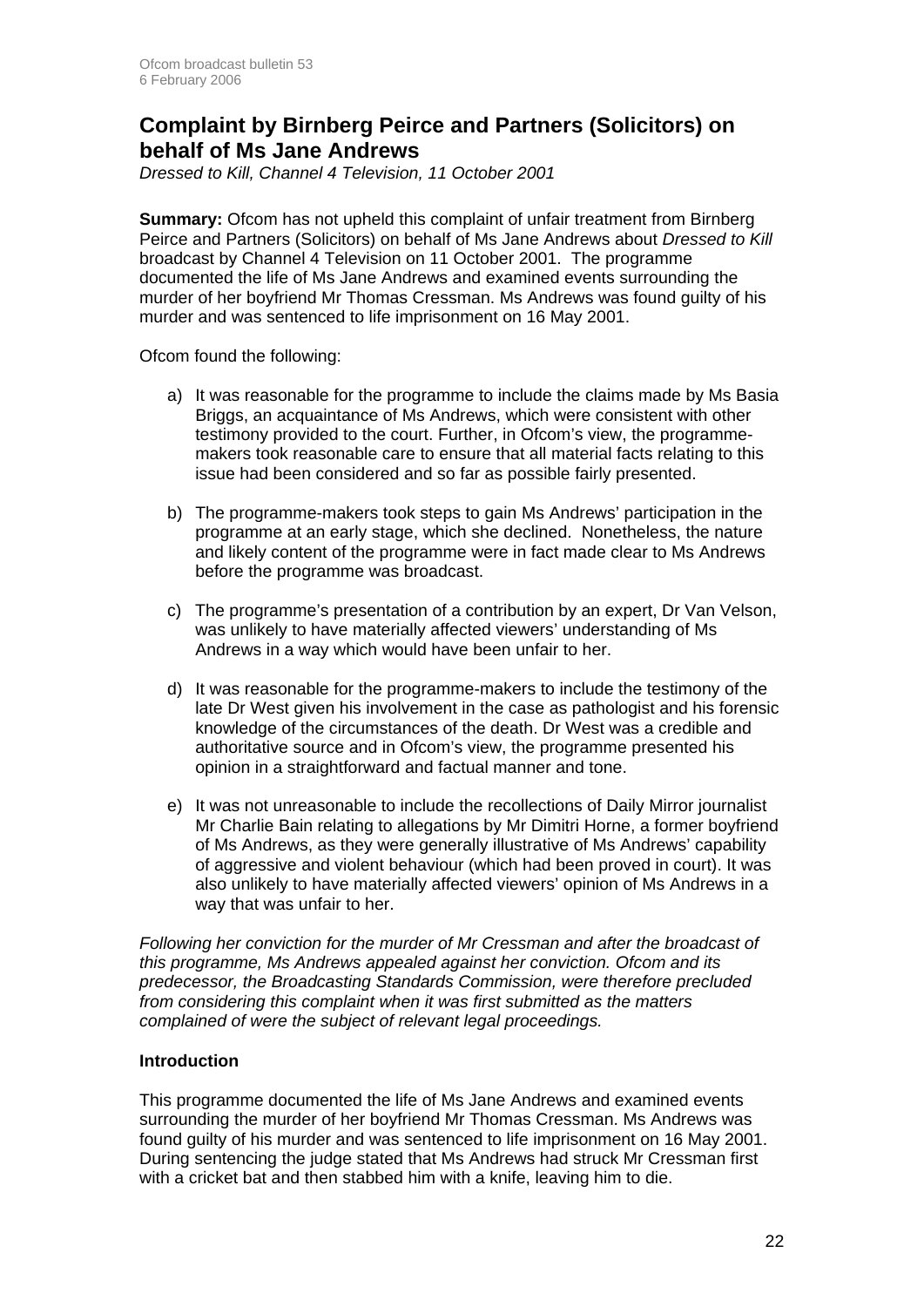## Complaint by Birnberg Peirce and Partners (Solicitors) on behalf of Ms Jane Andrews

*Dressed to Kill, Channel 4 Television, 11 October 2001*

**Summary:** Ofcom has not upheld this complaint of unfair treatment from Birnberg Peirce and Partners (Solicitors) on behalf of Ms Jane Andrews about *Dressed to Kill* broadcast by Channel 4 Television on 11 October 2001. The programme documented the life of Ms Jane Andrews and examined events surrounding the murder of her boyfriend Mr Thomas Cressman. Ms Andrews was found guilty of his murder and was sentenced to life imprisonment on 16 May 2001.

Ofcom found the following:

a) It was reasonable for the programme to include the claims made by Ms Basia Briggs, an acquaintance of Ms Andrews, which were consistent with other testimony provided to the court. Further, in Ofcom's view, the programme-makers took reasonable care to ensure that all material facts relating to this issue had been considered and so far as possible fairly presented.

b) The programme-makers took steps to gain Ms Andrews' participation in the programme at an early stage, which she declined. Nonetheless, the nature and likely content of the programme were in fact made clear to Ms Andrews before the programme was broadcast.

c) The programme's presentation of a contribution by an expert, Dr Van Velson, was unlikely to have materially affected viewers' understanding of Ms Andrews in a way which would have been unfair to her.

d) It was reasonable for the programme-makers to include the testimony of the late Dr West given his involvement in the case as pathologist and his forensic knowledge of the circumstances of the death. Dr West was a credible and authoritative source and in Ofcom's view, the programme presented his opinion in a straightforward and factual manner and tone.

e) It was not unreasonable to include the recollections of Daily Mirror journalist Mr Charlie Bain relating to allegations by Mr Dimitri Horne, a former boyfriend of Ms Andrews, as they were generally illustrative of Ms Andrews' capability of aggressive and violent behaviour (which had been proved in court). It was also unlikely to have materially affected viewers' opinion of Ms Andrews in a way that was unfair to her.

*Following her conviction for the murder of Mr Cressman and after the broadcast of this programme, Ms Andrews appealed against her conviction. Ofcom and its predecessor, the Broadcasting Standards Commission, were therefore precluded from considering this complaint when it was first submitted as the matters complained of were the subject of relevant legal proceedings.*

### Introduction

This programme documented the life of Ms Jane Andrews and examined events surrounding the murder of her boyfriend Mr Thomas Cressman. Ms Andrews was found guilty of his murder and was sentenced to life imprisonment on 16 May 2001. During sentencing the judge stated that Ms Andrews had struck Mr Cressman first with a cricket bat and then stabbed him with a knife, leaving him to die.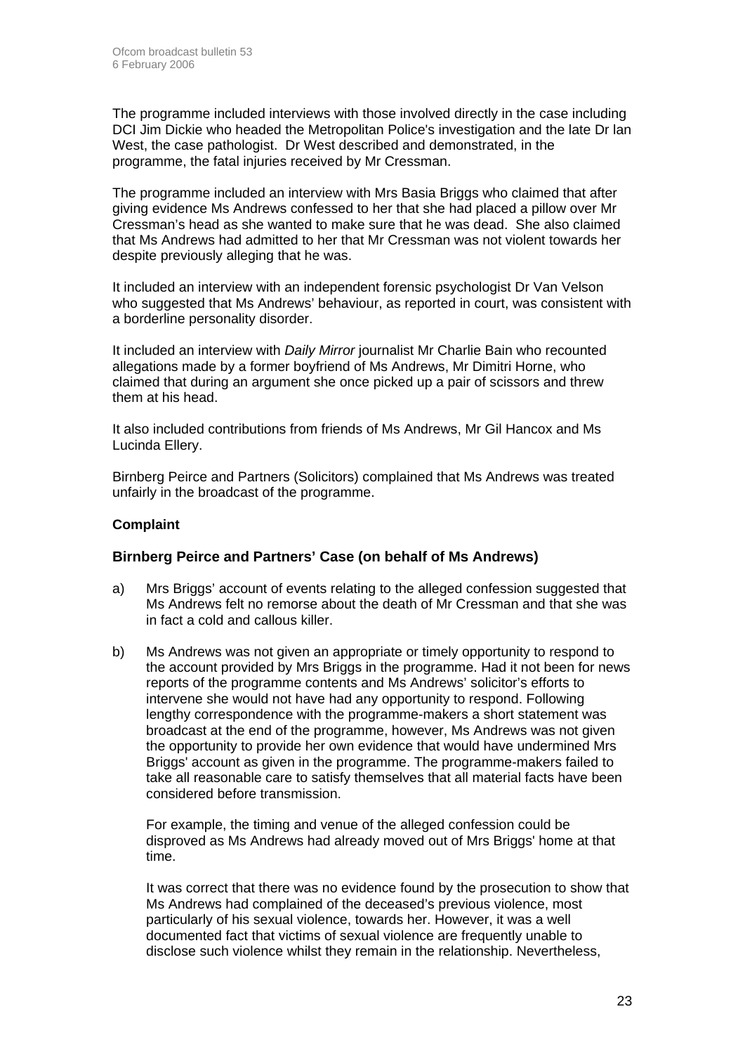The programme included interviews with those involved directly in the case including DCI Jim Dickie who headed the Metropolitan Police's investigation and the late Dr Ian West, the case pathologist. Dr West described and demonstrated, in the programme, the fatal injuries received by Mr Cressman.

The programme included an interview with Mrs Basia Briggs who claimed that after giving evidence Ms Andrews confessed to her that she had placed a pillow over Mr Cressman's head as she wanted to make sure that he was dead. She also claimed that Ms Andrews had admitted to her that Mr Cressman was not violent towards her despite previously alleging that he was.

It included an interview with an independent forensic psychologist Dr Van Velson who suggested that Ms Andrews' behaviour, as reported in court, was consistent with a borderline personality disorder.

It included an interview with *Daily Mirror* journalist Mr Charlie Bain who recounted allegations made by a former boyfriend of Ms Andrews, Mr Dimitri Horne, who claimed that during an argument she once picked up a pair of scissors and threw them at his head.

It also included contributions from friends of Ms Andrews, Mr Gil Hancox and Ms Lucinda Ellery.

Birnberg Peirce and Partners (Solicitors) complained that Ms Andrews was treated unfairly in the broadcast of the programme.

### Complaint

### Birnberg Peirce and Partners' Case (on behalf of Ms Andrews)

a) Mrs Briggs' account of events relating to the alleged confession suggested that Ms Andrews felt no remorse about the death of Mr Cressman and that she was in fact a cold and callous killer.

b) Ms Andrews was not given an appropriate or timely opportunity to respond to the account provided by Mrs Briggs in the programme. Had it not been for news reports of the programme contents and Ms Andrews' solicitor's efforts to intervene she would not have had any opportunity to respond. Following lengthy correspondence with the programme-makers a short statement was broadcast at the end of the programme, however, Ms Andrews was not given the opportunity to provide her own evidence that would have undermined Mrs Briggs' account as given in the programme. The programme-makers failed to take all reasonable care to satisfy themselves that all material facts have been considered before transmission.

   For example, the timing and venue of the alleged confession could be disproved as Ms Andrews had already moved out of Mrs Briggs' home at that time.

   It was correct that there was no evidence found by the prosecution to show that Ms Andrews had complained of the deceased's previous violence, most particularly of his sexual violence, towards her. However, it was a well documented fact that victims of sexual violence are frequently unable to disclose such violence whilst they remain in the relationship. Nevertheless,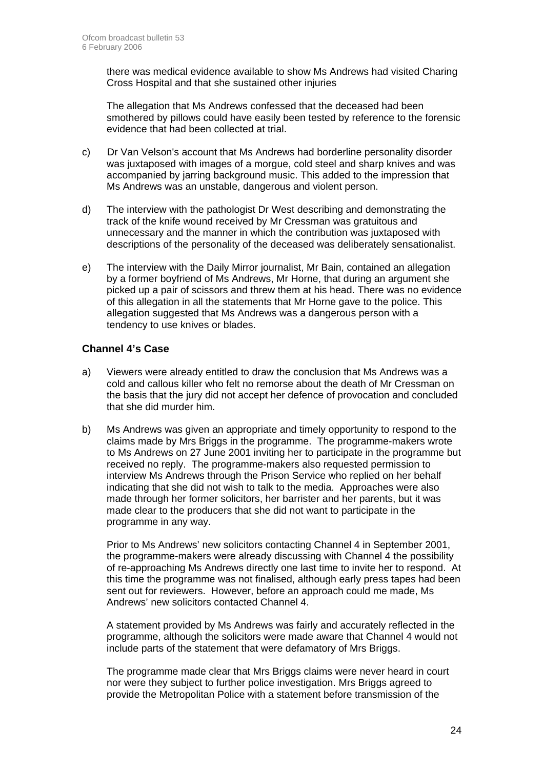there was medical evidence available to show Ms Andrews had visited Charing Cross Hospital and that she sustained other injuries

The allegation that Ms Andrews confessed that the deceased had been smothered by pillows could have easily been tested by reference to the forensic evidence that had been collected at trial.

c) Dr Van Velson's account that Ms Andrews had borderline personality disorder was juxtaposed with images of a morgue, cold steel and sharp knives and was accompanied by jarring background music. This added to the impression that Ms Andrews was an unstable, dangerous and violent person.

d) The interview with the pathologist Dr West describing and demonstrating the track of the knife wound received by Mr Cressman was gratuitous and unnecessary and the manner in which the contribution was juxtaposed with descriptions of the personality of the deceased was deliberately sensationalist.

e) The interview with the Daily Mirror journalist, Mr Bain, contained an allegation by a former boyfriend of Ms Andrews, Mr Horne, that during an argument she picked up a pair of scissors and threw them at his head. There was no evidence of this allegation in all the statements that Mr Horne gave to the police. This allegation suggested that Ms Andrews was a dangerous person with a tendency to use knives or blades.

### Channel 4's Case

a) Viewers were already entitled to draw the conclusion that Ms Andrews was a cold and callous killer who felt no remorse about the death of Mr Cressman on the basis that the jury did not accept her defence of provocation and concluded that she did murder him.

b) Ms Andrews was given an appropriate and timely opportunity to respond to the claims made by Mrs Briggs in the programme. The programme-makers wrote to Ms Andrews on 27 June 2001 inviting her to participate in the programme but received no reply. The programme-makers also requested permission to interview Ms Andrews through the Prison Service who replied on her behalf indicating that she did not wish to talk to the media. Approaches were also made through her former solicitors, her barrister and her parents, but it was made clear to the producers that she did not want to participate in the programme in any way.

Prior to Ms Andrews' new solicitors contacting Channel 4 in September 2001, the programme-makers were already discussing with Channel 4 the possibility of re-approaching Ms Andrews directly one last time to invite her to respond. At this time the programme was not finalised, although early press tapes had been sent out for reviewers. However, before an approach could me made, Ms Andrews' new solicitors contacted Channel 4.

A statement provided by Ms Andrews was fairly and accurately reflected in the programme, although the solicitors were made aware that Channel 4 would not include parts of the statement that were defamatory of Mrs Briggs.

The programme made clear that Mrs Briggs claims were never heard in court nor were they subject to further police investigation. Mrs Briggs agreed to provide the Metropolitan Police with a statement before transmission of the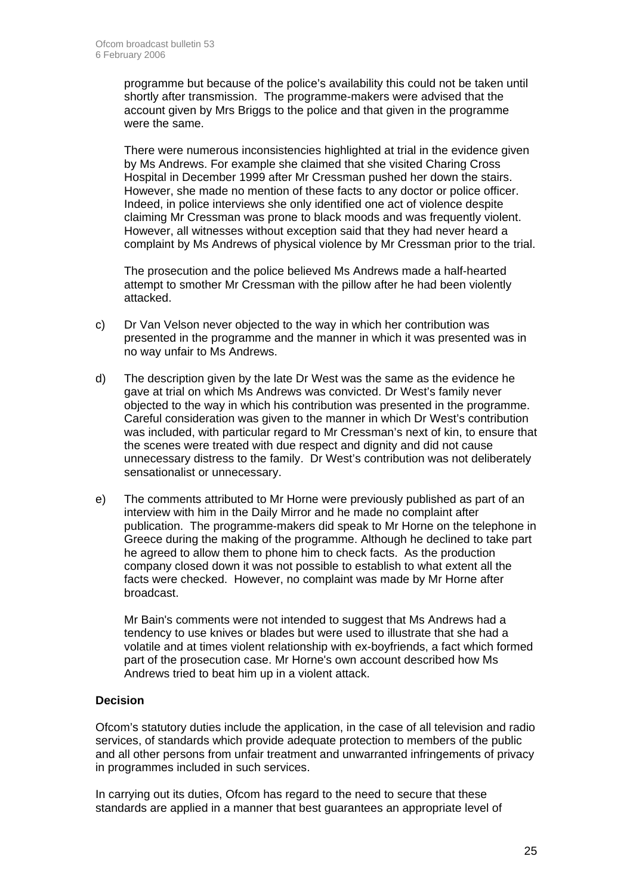programme but because of the police's availability this could not be taken until shortly after transmission. The programme-makers were advised that the account given by Mrs Briggs to the police and that given in the programme were the same.

There were numerous inconsistencies highlighted at trial in the evidence given by Ms Andrews. For example she claimed that she visited Charing Cross Hospital in December 1999 after Mr Cressman pushed her down the stairs. However, she made no mention of these facts to any doctor or police officer. Indeed, in police interviews she only identified one act of violence despite claiming Mr Cressman was prone to black moods and was frequently violent. However, all witnesses without exception said that they had never heard a complaint by Ms Andrews of physical violence by Mr Cressman prior to the trial.

The prosecution and the police believed Ms Andrews made a half-hearted attempt to smother Mr Cressman with the pillow after he had been violently attacked.

c) Dr Van Velson never objected to the way in which her contribution was presented in the programme and the manner in which it was presented was in no way unfair to Ms Andrews.

d) The description given by the late Dr West was the same as the evidence he gave at trial on which Ms Andrews was convicted. Dr West's family never objected to the way in which his contribution was presented in the programme. Careful consideration was given to the manner in which Dr West's contribution was included, with particular regard to Mr Cressman's next of kin, to ensure that the scenes were treated with due respect and dignity and did not cause unnecessary distress to the family. Dr West's contribution was not deliberately sensationalist or unnecessary.

e) The comments attributed to Mr Horne were previously published as part of an interview with him in the Daily Mirror and he made no complaint after publication. The programme-makers did speak to Mr Horne on the telephone in Greece during the making of the programme. Although he declined to take part he agreed to allow them to phone him to check facts. As the production company closed down it was not possible to establish to what extent all the facts were checked. However, no complaint was made by Mr Horne after broadcast.

Mr Bain's comments were not intended to suggest that Ms Andrews had a tendency to use knives or blades but were used to illustrate that she had a volatile and at times violent relationship with ex-boyfriends, a fact which formed part of the prosecution case. Mr Horne's own account described how Ms Andrews tried to beat him up in a violent attack.

**Decision**

Ofcom's statutory duties include the application, in the case of all television and radio services, of standards which provide adequate protection to members of the public and all other persons from unfair treatment and unwarranted infringements of privacy in programmes included in such services.

In carrying out its duties, Ofcom has regard to the need to secure that these standards are applied in a manner that best guarantees an appropriate level of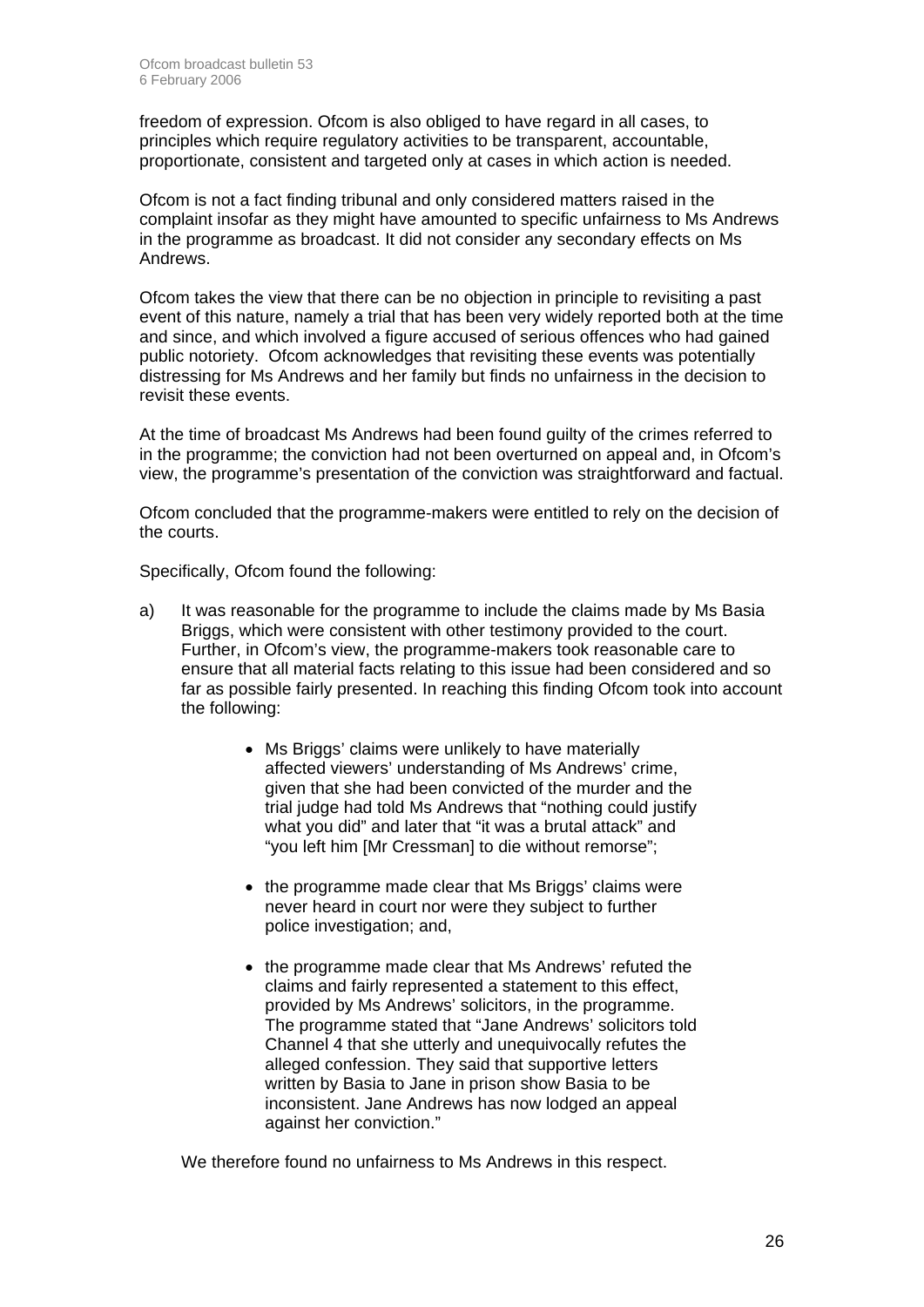freedom of expression. Ofcom is also obliged to have regard in all cases, to principles which require regulatory activities to be transparent, accountable, proportionate, consistent and targeted only at cases in which action is needed.

Ofcom is not a fact finding tribunal and only considered matters raised in the complaint insofar as they might have amounted to specific unfairness to Ms Andrews in the programme as broadcast. It did not consider any secondary effects on Ms Andrews.

Ofcom takes the view that there can be no objection in principle to revisiting a past event of this nature, namely a trial that has been very widely reported both at the time and since, and which involved a figure accused of serious offences who had gained public notoriety. Ofcom acknowledges that revisiting these events was potentially distressing for Ms Andrews and her family but finds no unfairness in the decision to revisit these events.

At the time of broadcast Ms Andrews had been found guilty of the crimes referred to in the programme; the conviction had not been overturned on appeal and, in Ofcom's view, the programme's presentation of the conviction was straightforward and factual.

Ofcom concluded that the programme-makers were entitled to rely on the decision of the courts.

Specifically, Ofcom found the following:

a) It was reasonable for the programme to include the claims made by Ms Basia Briggs, which were consistent with other testimony provided to the court. Further, in Ofcom's view, the programme-makers took reasonable care to ensure that all material facts relating to this issue had been considered and so far as possible fairly presented. In reaching this finding Ofcom took into account the following:

    - Ms Briggs' claims were unlikely to have materially affected viewers' understanding of Ms Andrews' crime, given that she had been convicted of the murder and the trial judge had told Ms Andrews that "nothing could justify what you did" and later that "it was a brutal attack" and "you left him [Mr Cressman] to die without remorse";

    - the programme made clear that Ms Briggs' claims were never heard in court nor were they subject to further police investigation; and,

    - the programme made clear that Ms Andrews' refuted the claims and fairly represented a statement to this effect, provided by Ms Andrews' solicitors, in the programme. The programme stated that "Jane Andrews' solicitors told Channel 4 that she utterly and unequivocally refutes the alleged confession. They said that supportive letters written by Basia to Jane in prison show Basia to be inconsistent. Jane Andrews has now lodged an appeal against her conviction."

    We therefore found no unfairness to Ms Andrews in this respect.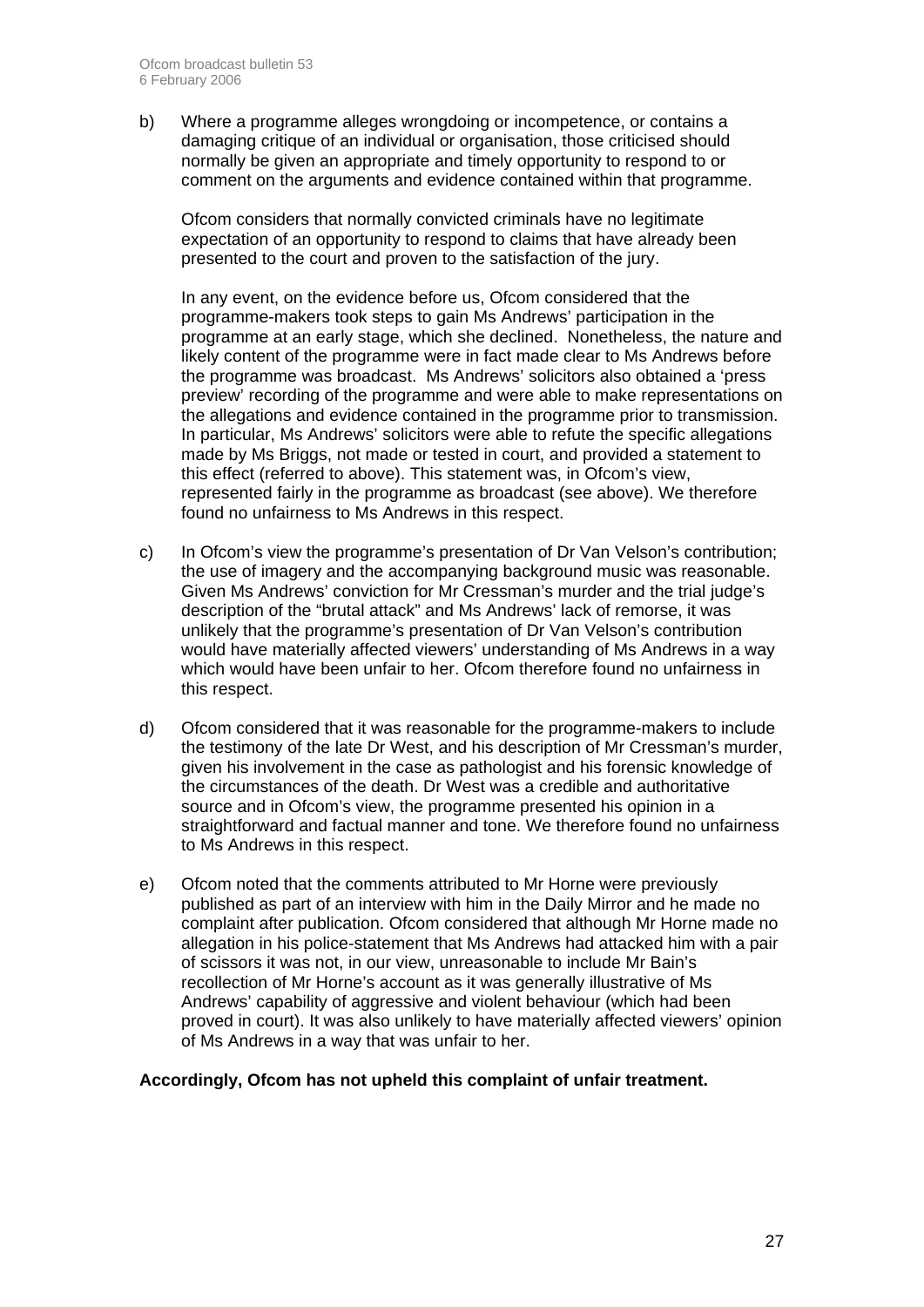b) Where a programme alleges wrongdoing or incompetence, or contains a damaging critique of an individual or organisation, those criticised should normally be given an appropriate and timely opportunity to respond to or comment on the arguments and evidence contained within that programme.

   Ofcom considers that normally convicted criminals have no legitimate expectation of an opportunity to respond to claims that have already been presented to the court and proven to the satisfaction of the jury.

   In any event, on the evidence before us, Ofcom considered that the programme-makers took steps to gain Ms Andrews' participation in the programme at an early stage, which she declined. Nonetheless, the nature and likely content of the programme were in fact made clear to Ms Andrews before the programme was broadcast. Ms Andrews' solicitors also obtained a 'press preview' recording of the programme and were able to make representations on the allegations and evidence contained in the programme prior to transmission. In particular, Ms Andrews' solicitors were able to refute the specific allegations made by Ms Briggs, not made or tested in court, and provided a statement to this effect (referred to above). This statement was, in Ofcom's view, represented fairly in the programme as broadcast (see above). We therefore found no unfairness to Ms Andrews in this respect.

c) In Ofcom's view the programme's presentation of Dr Van Velson's contribution; the use of imagery and the accompanying background music was reasonable. Given Ms Andrews' conviction for Mr Cressman's murder and the trial judge's description of the "brutal attack" and Ms Andrews' lack of remorse, it was unlikely that the programme's presentation of Dr Van Velson's contribution would have materially affected viewers' understanding of Ms Andrews in a way which would have been unfair to her. Ofcom therefore found no unfairness in this respect.

d) Ofcom considered that it was reasonable for the programme-makers to include the testimony of the late Dr West, and his description of Mr Cressman's murder, given his involvement in the case as pathologist and his forensic knowledge of the circumstances of the death. Dr West was a credible and authoritative source and in Ofcom's view, the programme presented his opinion in a straightforward and factual manner and tone. We therefore found no unfairness to Ms Andrews in this respect.

e) Ofcom noted that the comments attributed to Mr Horne were previously published as part of an interview with him in the Daily Mirror and he made no complaint after publication. Ofcom considered that although Mr Horne made no allegation in his police-statement that Ms Andrews had attacked him with a pair of scissors it was not, in our view, unreasonable to include Mr Bain's recollection of Mr Horne's account as it was generally illustrative of Ms Andrews' capability of aggressive and violent behaviour (which had been proved in court). It was also unlikely to have materially affected viewers' opinion of Ms Andrews in a way that was unfair to her.

**Accordingly, Ofcom has not upheld this complaint of unfair treatment.**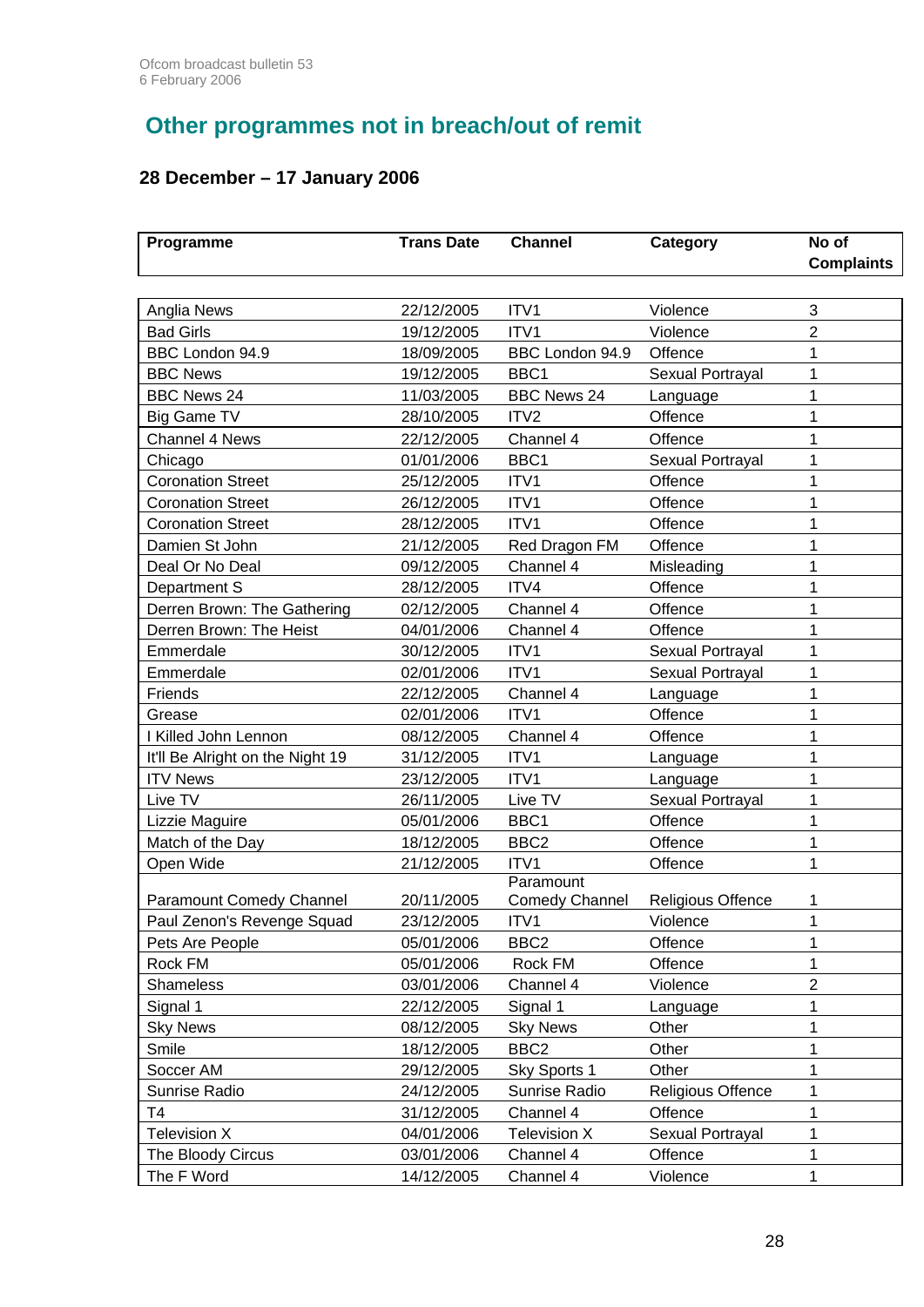## Other programmes not in breach/out of remit

### 28 December – 17 January 2006

| Programme | Trans Date | Channel | Category | No of Complaints |
|---|---|---|---|---|
| Anglia News | 22/12/2005 | ITV1 | Violence | 3 |
| Bad Girls | 19/12/2005 | ITV1 | Violence | 2 |
| BBC London 94.9 | 18/09/2005 | BBC London 94.9 | Offence | 1 |
| BBC News | 19/12/2005 | BBC1 | Sexual Portrayal | 1 |
| BBC News 24 | 11/03/2005 | BBC News 24 | Language | 1 |
| Big Game TV | 28/10/2005 | ITV2 | Offence | 1 |
| Channel 4 News | 22/12/2005 | Channel 4 | Offence | 1 |
| Chicago | 01/01/2006 | BBC1 | Sexual Portrayal | 1 |
| Coronation Street | 25/12/2005 | ITV1 | Offence | 1 |
| Coronation Street | 26/12/2005 | ITV1 | Offence | 1 |
| Coronation Street | 28/12/2005 | ITV1 | Offence | 1 |
| Damien St John | 21/12/2005 | Red Dragon FM | Offence | 1 |
| Deal Or No Deal | 09/12/2005 | Channel 4 | Misleading | 1 |
| Department S | 28/12/2005 | ITV4 | Offence | 1 |
| Derren Brown: The Gathering | 02/12/2005 | Channel 4 | Offence | 1 |
| Derren Brown: The Heist | 04/01/2006 | Channel 4 | Offence | 1 |
| Emmerdale | 30/12/2005 | ITV1 | Sexual Portrayal | 1 |
| Emmerdale | 02/01/2006 | ITV1 | Sexual Portrayal | 1 |
| Friends | 22/12/2005 | Channel 4 | Language | 1 |
| Grease | 02/01/2006 | ITV1 | Offence | 1 |
| I Killed John Lennon | 08/12/2005 | Channel 4 | Offence | 1 |
| It'll Be Alright on the Night 19 | 31/12/2005 | ITV1 | Language | 1 |
| ITV News | 23/12/2005 | ITV1 | Language | 1 |
| Live TV | 26/11/2005 | Live TV | Sexual Portrayal | 1 |
| Lizzie Maguire | 05/01/2006 | BBC1 | Offence | 1 |
| Match of the Day | 18/12/2005 | BBC2 | Offence | 1 |
| Open Wide | 21/12/2005 | ITV1 | Offence | 1 |
| Paramount Comedy Channel | 20/11/2005 | Paramount Comedy Channel | Religious Offence | 1 |
| Paul Zenon's Revenge Squad | 23/12/2005 | ITV1 | Violence | 1 |
| Pets Are People | 05/01/2006 | BBC2 | Offence | 1 |
| Rock FM | 05/01/2006 | Rock FM | Offence | 1 |
| Shameless | 03/01/2006 | Channel 4 | Violence | 2 |
| Signal 1 | 22/12/2005 | Signal 1 | Language | 1 |
| Sky News | 08/12/2005 | Sky News | Other | 1 |
| Smile | 18/12/2005 | BBC2 | Other | 1 |
| Soccer AM | 29/12/2005 | Sky Sports 1 | Other | 1 |
| Sunrise Radio | 24/12/2005 | Sunrise Radio | Religious Offence | 1 |
| T4 | 31/12/2005 | Channel 4 | Offence | 1 |
| Television X | 04/01/2006 | Television X | Sexual Portrayal | 1 |
| The Bloody Circus | 03/01/2006 | Channel 4 | Offence | 1 |
| The F Word | 14/12/2005 | Channel 4 | Violence | 1 |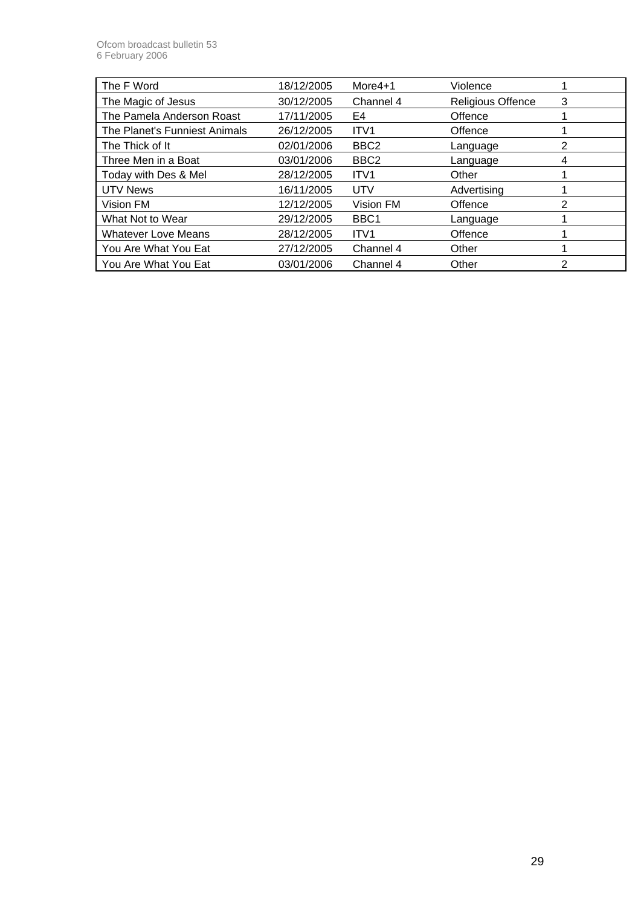| | | | | |
|---|---|---|---|---|
| The F Word | 18/12/2005 | More4+1 | Violence | 1 |
| The Magic of Jesus | 30/12/2005 | Channel 4 | Religious Offence | 3 |
| The Pamela Anderson Roast | 17/11/2005 | E4 | Offence | 1 |
| The Planet's Funniest Animals | 26/12/2005 | ITV1 | Offence | 1 |
| The Thick of It | 02/01/2006 | BBC2 | Language | 2 |
| Three Men in a Boat | 03/01/2006 | BBC2 | Language | 4 |
| Today with Des & Mel | 28/12/2005 | ITV1 | Other | 1 |
| UTV News | 16/11/2005 | UTV | Advertising | 1 |
| Vision FM | 12/12/2005 | Vision FM | Offence | 2 |
| What Not to Wear | 29/12/2005 | BBC1 | Language | 1 |
| Whatever Love Means | 28/12/2005 | ITV1 | Offence | 1 |
| You Are What You Eat | 27/12/2005 | Channel 4 | Other | 1 |
| You Are What You Eat | 03/01/2006 | Channel 4 | Other | 2 |